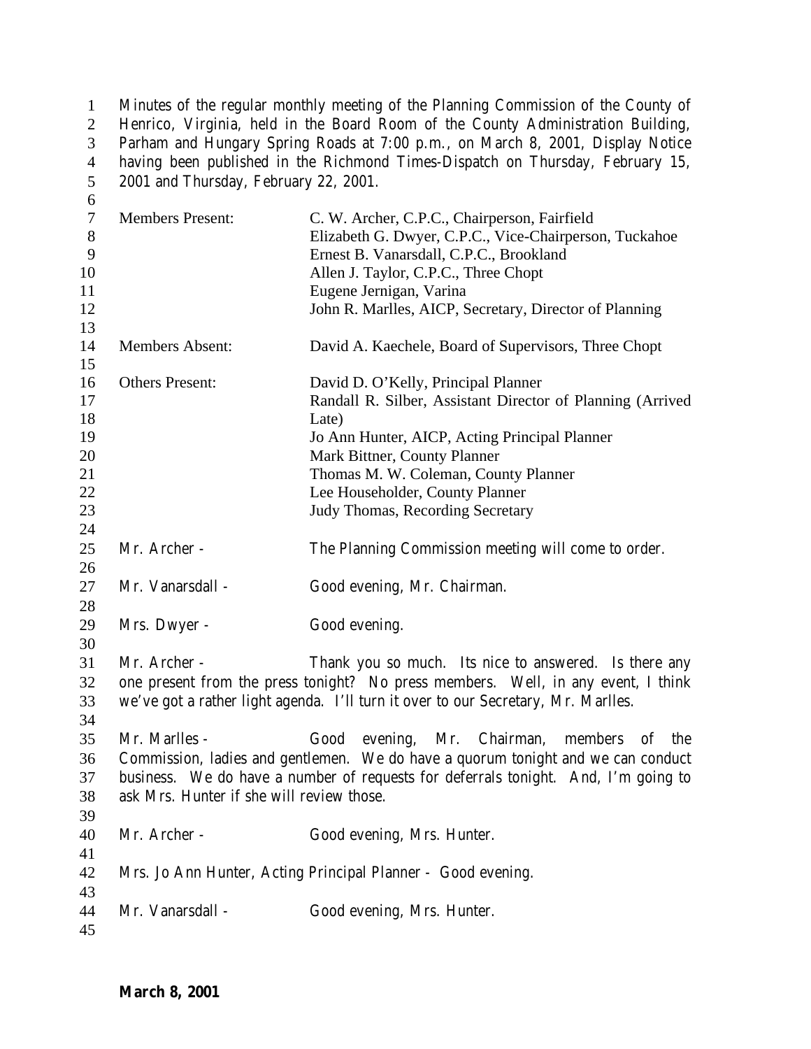Minutes of the regular monthly meeting of the Planning Commission of the County of Henrico, Virginia, held in the Board Room of the County Administration Building, Parham and Hungary Spring Roads at 7:00 p.m., on March 8, 2001, Display Notice having been published in the Richmond Times-Dispatch on Thursday, February 15, 2001 and Thursday, February 22, 2001.

| | |
|---|---|
| Members Present: | C. W. Archer, C.P.C., Chairperson, Fairfield |
| | Elizabeth G. Dwyer, C.P.C., Vice-Chairperson, Tuckahoe |
| | Ernest B. Vanarsdall, C.P.C., Brookland |
| | Allen J. Taylor, C.P.C., Three Chopt |
| | Eugene Jernigan, Varina |
| | John R. Marlles, AICP, Secretary, Director of Planning |
| Members Absent: | David A. Kaechele, Board of Supervisors, Three Chopt |
| Others Present: | David D. O'Kelly, Principal Planner |
| | Randall R. Silber, Assistant Director of Planning (Arrived Late) |
| | Jo Ann Hunter, AICP, Acting Principal Planner |
| | Mark Bittner, County Planner |
| | Thomas M. W. Coleman, County Planner |
| | Lee Householder, County Planner |
| | Judy Thomas, Recording Secretary |

Mr. Archer - The Planning Commission meeting will come to order.

Mr. Vanarsdall - Good evening, Mr. Chairman.

Mrs. Dwyer - Good evening.

Mr. Archer - Thank you so much. Its nice to answered. Is there any one present from the press tonight? No press members. Well, in any event, I think we've got a rather light agenda. I'll turn it over to our Secretary, Mr. Marlles.

Mr. Marlles - Good evening, Mr. Chairman, members of the Commission, ladies and gentlemen. We do have a quorum tonight and we can conduct business. We do have a number of requests for deferrals tonight. And, I'm going to ask Mrs. Hunter if she will review those.

Mr. Archer - Good evening, Mrs. Hunter.

Mrs. Jo Ann Hunter, Acting Principal Planner - Good evening.

Mr. Vanarsdall - Good evening, Mrs. Hunter.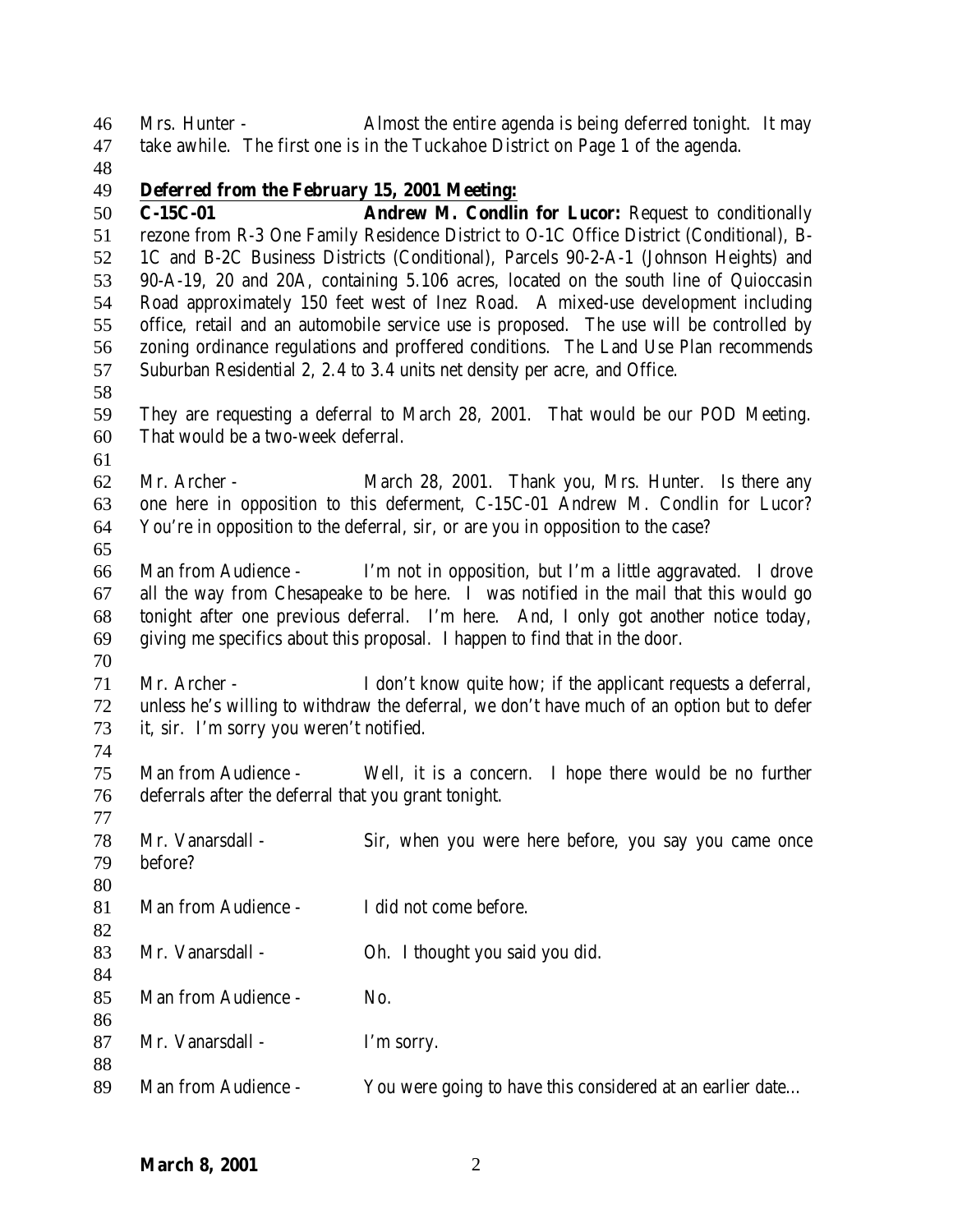Mrs. Hunter - Almost the entire agenda is being deferred tonight. It may take awhile. The first one is in the Tuckahoe District on Page 1 of the agenda.

**Deferred from the February 15, 2001 Meeting:**

**C-15C-01 Andrew M. Condlin for Lucor:** Request to conditionally rezone from R-3 One Family Residence District to O-1C Office District (Conditional), B-1C and B-2C Business Districts (Conditional), Parcels 90-2-A-1 (Johnson Heights) and 90-A-19, 20 and 20A, containing 5.106 acres, located on the south line of Quioccasin Road approximately 150 feet west of Inez Road. A mixed-use development including office, retail and an automobile service use is proposed. The use will be controlled by zoning ordinance regulations and proffered conditions. The Land Use Plan recommends Suburban Residential 2, 2.4 to 3.4 units net density per acre, and Office.

They are requesting a deferral to March 28, 2001. That would be our POD Meeting. That would be a two-week deferral.

Mr. Archer - March 28, 2001. Thank you, Mrs. Hunter. Is there any one here in opposition to this deferment, C-15C-01 Andrew M. Condlin for Lucor? You're in opposition to the deferral, sir, or are you in opposition to the case?

Man from Audience - I'm not in opposition, but I'm a little aggravated. I drove all the way from Chesapeake to be here. I was notified in the mail that this would go tonight after one previous deferral. I'm here. And, I only got another notice today, giving me specifics about this proposal. I happen to find that in the door.

Mr. Archer - I don't know quite how; if the applicant requests a deferral, unless he's willing to withdraw the deferral, we don't have much of an option but to defer it, sir. I'm sorry you weren't notified.

Man from Audience - Well, it is a concern. I hope there would be no further deferrals after the deferral that you grant tonight.

Mr. Vanarsdall - Sir, when you were here before, you say you came once before?

Man from Audience - I did not come before.

Mr. Vanarsdall - Oh. I thought you said you did.

Man from Audience - No.

Mr. Vanarsdall - I'm sorry.

Man from Audience - You were going to have this considered at an earlier date…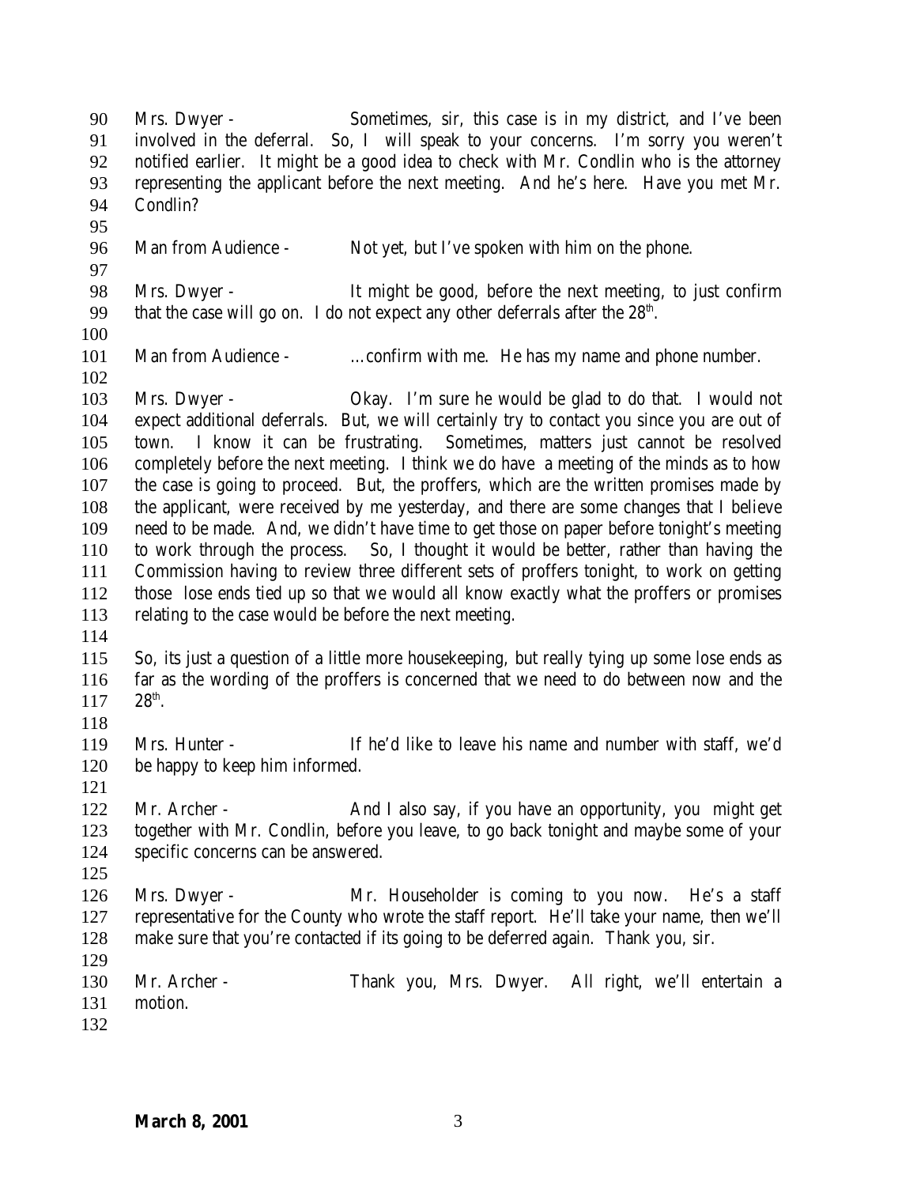Mrs. Dwyer - Sometimes, sir, this case is in my district, and I've been involved in the deferral. So, I will speak to your concerns. I'm sorry you weren't notified earlier. It might be a good idea to check with Mr. Condlin who is the attorney representing the applicant before the next meeting. And he's here. Have you met Mr. Condlin?

Man from Audience - Not yet, but I've spoken with him on the phone.

Mrs. Dwyer - It might be good, before the next meeting, to just confirm that the case will go on. I do not expect any other deferrals after the 28th.

Man from Audience - …confirm with me. He has my name and phone number.

Mrs. Dwyer - Okay. I'm sure he would be glad to do that. I would not expect additional deferrals. But, we will certainly try to contact you since you are out of town. I know it can be frustrating. Sometimes, matters just cannot be resolved completely before the next meeting. I think we do have a meeting of the minds as to how the case is going to proceed. But, the proffers, which are the written promises made by the applicant, were received by me yesterday, and there are some changes that I believe need to be made. And, we didn't have time to get those on paper before tonight's meeting to work through the process. So, I thought it would be better, rather than having the Commission having to review three different sets of proffers tonight, to work on getting those lose ends tied up so that we would all know exactly what the proffers or promises relating to the case would be before the next meeting.

So, its just a question of a little more housekeeping, but really tying up some lose ends as far as the wording of the proffers is concerned that we need to do between now and the 28th.

Mrs. Hunter - If he'd like to leave his name and number with staff, we'd be happy to keep him informed.

Mr. Archer - And I also say, if you have an opportunity, you might get together with Mr. Condlin, before you leave, to go back tonight and maybe some of your specific concerns can be answered.

Mrs. Dwyer - Mr. Householder is coming to you now. He's a staff representative for the County who wrote the staff report. He'll take your name, then we'll make sure that you're contacted if its going to be deferred again. Thank you, sir.

Mr. Archer - Thank you, Mrs. Dwyer. All right, we'll entertain a motion.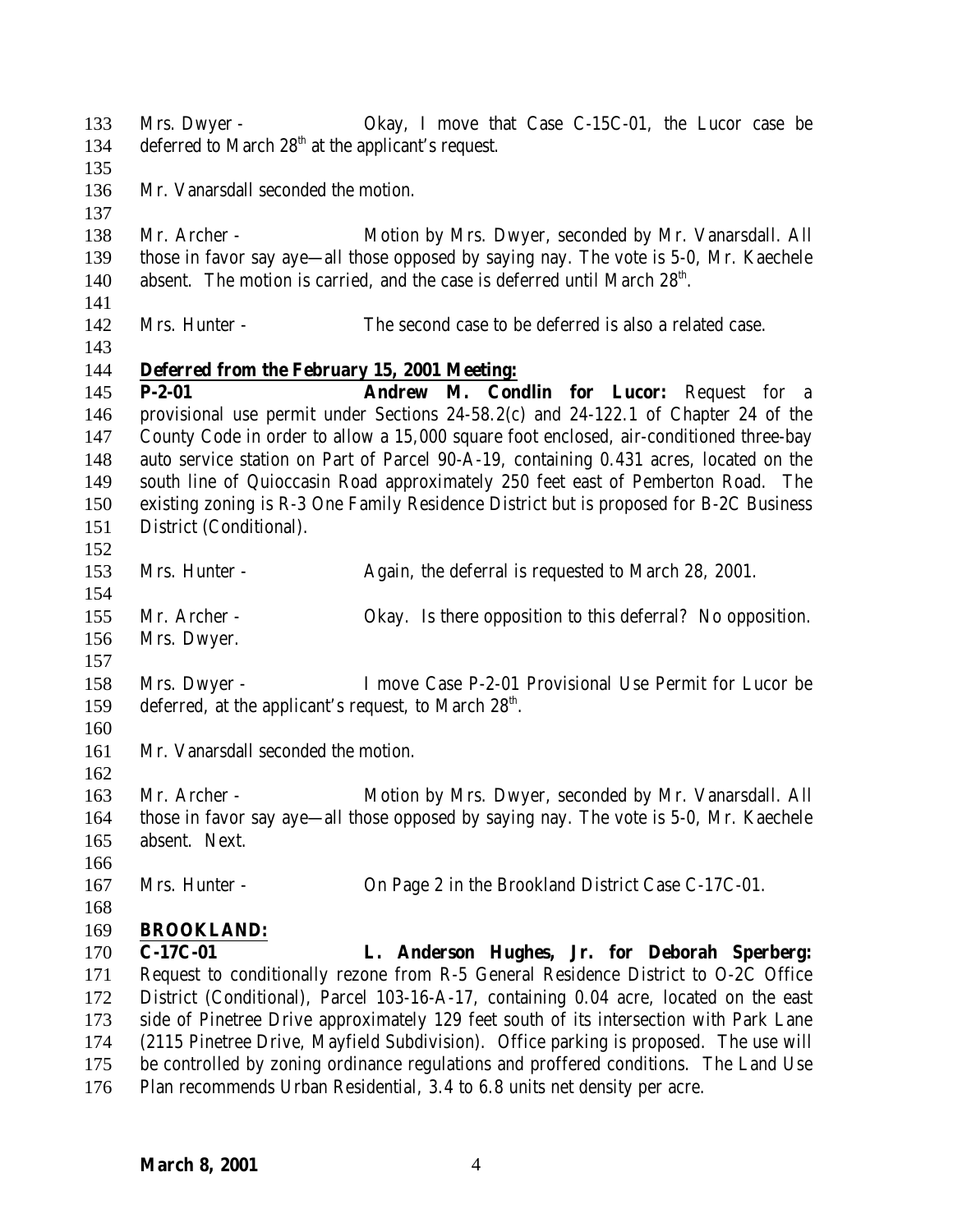Mrs. Dwyer - Okay, I move that Case C-15C-01, the Lucor case be deferred to March 28th at the applicant's request.

Mr. Vanarsdall seconded the motion.

Mr. Archer - Motion by Mrs. Dwyer, seconded by Mr. Vanarsdall. All those in favor say aye—all those opposed by saying nay. The vote is 5-0, Mr. Kaechele absent. The motion is carried, and the case is deferred until March 28th.

Mrs. Hunter - The second case to be deferred is also a related case.

**Deferred from the February 15, 2001 Meeting:**

**P-2-01** **Andrew M. Condlin for Lucor:** Request for a provisional use permit under Sections 24-58.2(c) and 24-122.1 of Chapter 24 of the County Code in order to allow a 15,000 square foot enclosed, air-conditioned three-bay auto service station on Part of Parcel 90-A-19, containing 0.431 acres, located on the south line of Quioccasin Road approximately 250 feet east of Pemberton Road. The existing zoning is R-3 One Family Residence District but is proposed for B-2C Business District (Conditional).

Mrs. Hunter - Again, the deferral is requested to March 28, 2001.

Mr. Archer - Okay. Is there opposition to this deferral? No opposition. Mrs. Dwyer.

Mrs. Dwyer - I move Case P-2-01 Provisional Use Permit for Lucor be deferred, at the applicant's request, to March 28th.

Mr. Vanarsdall seconded the motion.

Mr. Archer - Motion by Mrs. Dwyer, seconded by Mr. Vanarsdall. All those in favor say aye—all those opposed by saying nay. The vote is 5-0, Mr. Kaechele absent. Next.

Mrs. Hunter - On Page 2 in the Brookland District Case C-17C-01.

**BROOKLAND:**

**C-17C-01** **L. Anderson Hughes, Jr. for Deborah Sperberg:** Request to conditionally rezone from R-5 General Residence District to O-2C Office District (Conditional), Parcel 103-16-A-17, containing 0.04 acre, located on the east side of Pinetree Drive approximately 129 feet south of its intersection with Park Lane (2115 Pinetree Drive, Mayfield Subdivision). Office parking is proposed. The use will be controlled by zoning ordinance regulations and proffered conditions. The Land Use Plan recommends Urban Residential, 3.4 to 6.8 units net density per acre.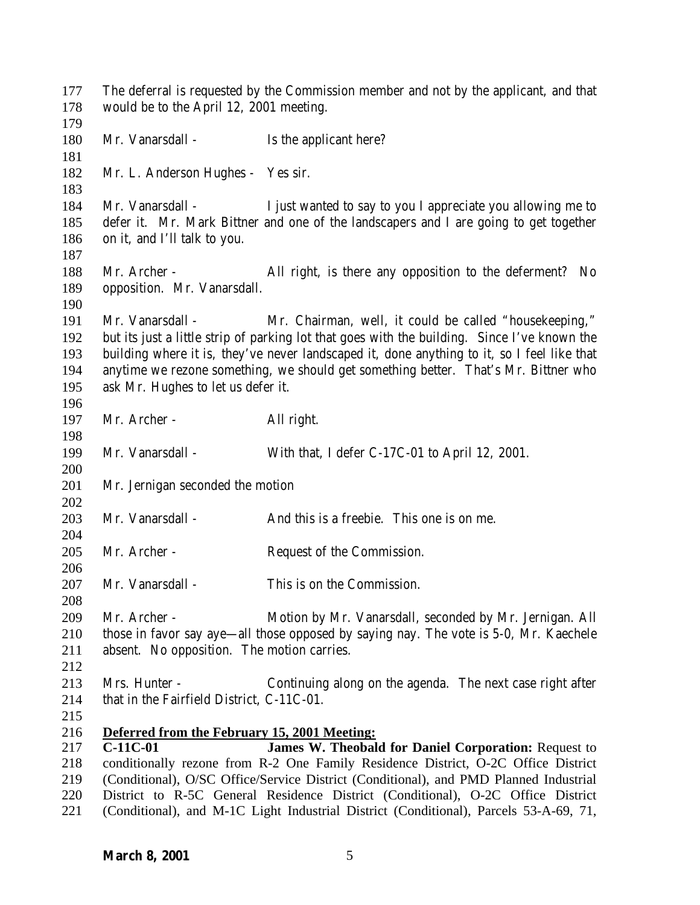The deferral is requested by the Commission member and not by the applicant, and that would be to the April 12, 2001 meeting.

Mr. Vanarsdall - Is the applicant here?

Mr. L. Anderson Hughes - Yes sir.

Mr. Vanarsdall - I just wanted to say to you I appreciate you allowing me to defer it. Mr. Mark Bittner and one of the landscapers and I are going to get together on it, and I'll talk to you.

Mr. Archer - All right, is there any opposition to the deferment? No opposition. Mr. Vanarsdall.

Mr. Vanarsdall - Mr. Chairman, well, it could be called "housekeeping," but its just a little strip of parking lot that goes with the building. Since I've known the building where it is, they've never landscaped it, done anything to it, so I feel like that anytime we rezone something, we should get something better. That's Mr. Bittner who ask Mr. Hughes to let us defer it.

Mr. Archer - All right.

Mr. Vanarsdall - With that, I defer C-17C-01 to April 12, 2001.

Mr. Jernigan seconded the motion

Mr. Vanarsdall - And this is a freebie. This one is on me.

Mr. Archer - Request of the Commission.

Mr. Vanarsdall - This is on the Commission.

Mr. Archer - Motion by Mr. Vanarsdall, seconded by Mr. Jernigan. All those in favor say aye—all those opposed by saying nay. The vote is 5-0, Mr. Kaechele absent. No opposition. The motion carries.

Mrs. Hunter - Continuing along on the agenda. The next case right after that in the Fairfield District, C-11C-01.

**Deferred from the February 15, 2001 Meeting:**

**C-11C-01 James W. Theobald for Daniel Corporation:** Request to conditionally rezone from R-2 One Family Residence District, O-2C Office District (Conditional), O/SC Office/Service District (Conditional), and PMD Planned Industrial District to R-5C General Residence District (Conditional), O-2C Office District (Conditional), and M-1C Light Industrial District (Conditional), Parcels 53-A-69, 71,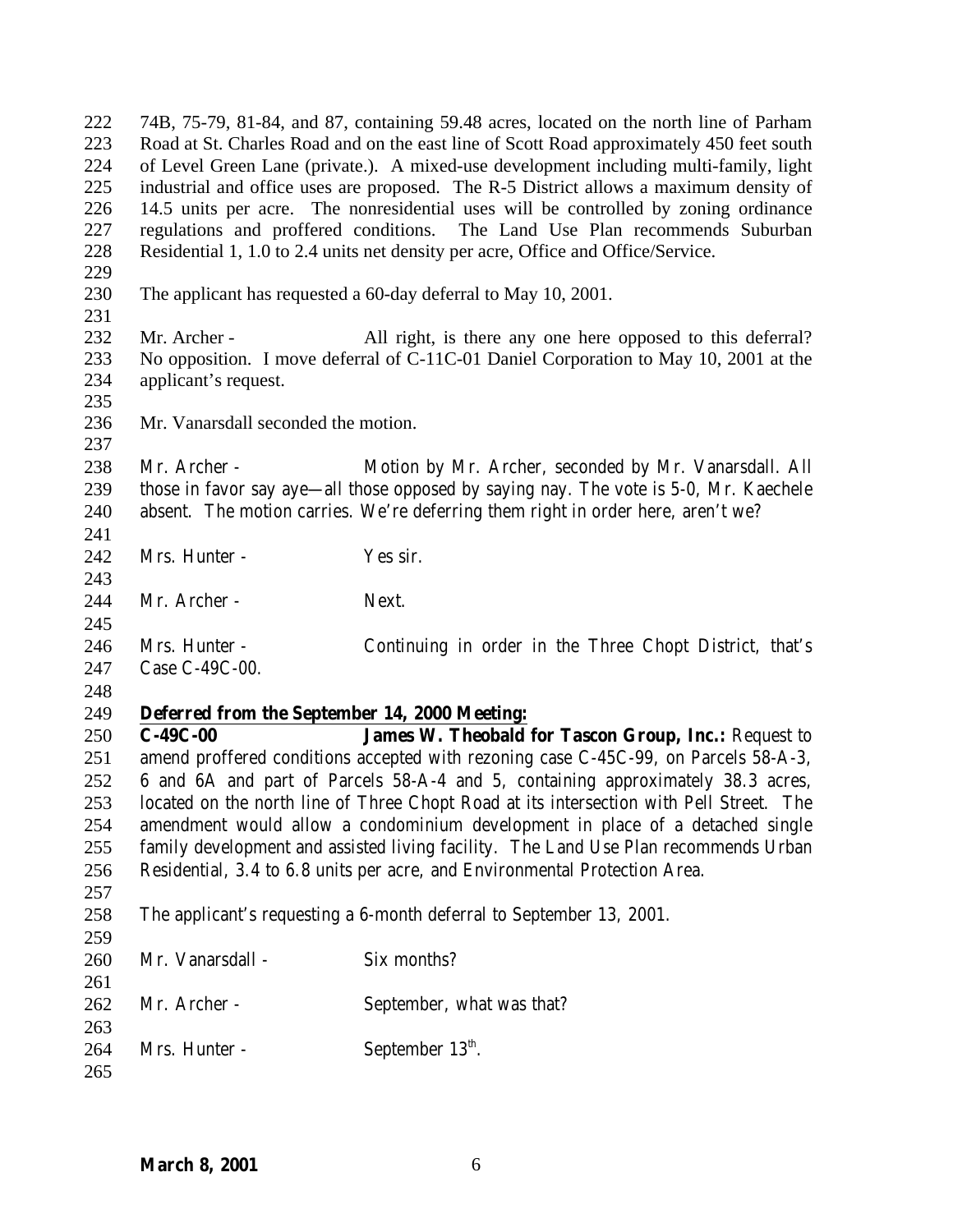74B, 75-79, 81-84, and 87, containing 59.48 acres, located on the north line of Parham Road at St. Charles Road and on the east line of Scott Road approximately 450 feet south of Level Green Lane (private.). A mixed-use development including multi-family, light industrial and office uses are proposed. The R-5 District allows a maximum density of 14.5 units per acre. The nonresidential uses will be controlled by zoning ordinance regulations and proffered conditions. The Land Use Plan recommends Suburban Residential 1, 1.0 to 2.4 units net density per acre, Office and Office/Service.

The applicant has requested a 60-day deferral to May 10, 2001.

Mr. Archer - All right, is there any one here opposed to this deferral? No opposition. I move deferral of C-11C-01 Daniel Corporation to May 10, 2001 at the applicant's request.

Mr. Vanarsdall seconded the motion.

Mr. Archer - Motion by Mr. Archer, seconded by Mr. Vanarsdall. All those in favor say aye—all those opposed by saying nay. The vote is 5-0, Mr. Kaechele absent. The motion carries. We're deferring them right in order here, aren't we?

Mrs. Hunter - Yes sir.

Mr. Archer - Next.

Mrs. Hunter - Continuing in order in the Three Chopt District, that's Case C-49C-00.

**Deferred from the September 14, 2000 Meeting:**

**C-49C-00 James W. Theobald for Tascon Group, Inc.:** Request to amend proffered conditions accepted with rezoning case C-45C-99, on Parcels 58-A-3, 6 and 6A and part of Parcels 58-A-4 and 5, containing approximately 38.3 acres, located on the north line of Three Chopt Road at its intersection with Pell Street. The amendment would allow a condominium development in place of a detached single family development and assisted living facility. The Land Use Plan recommends Urban Residential, 3.4 to 6.8 units per acre, and Environmental Protection Area.

The applicant's requesting a 6-month deferral to September 13, 2001.

Mr. Vanarsdall - Six months?

Mr. Archer - September, what was that?

Mrs. Hunter - September 13th.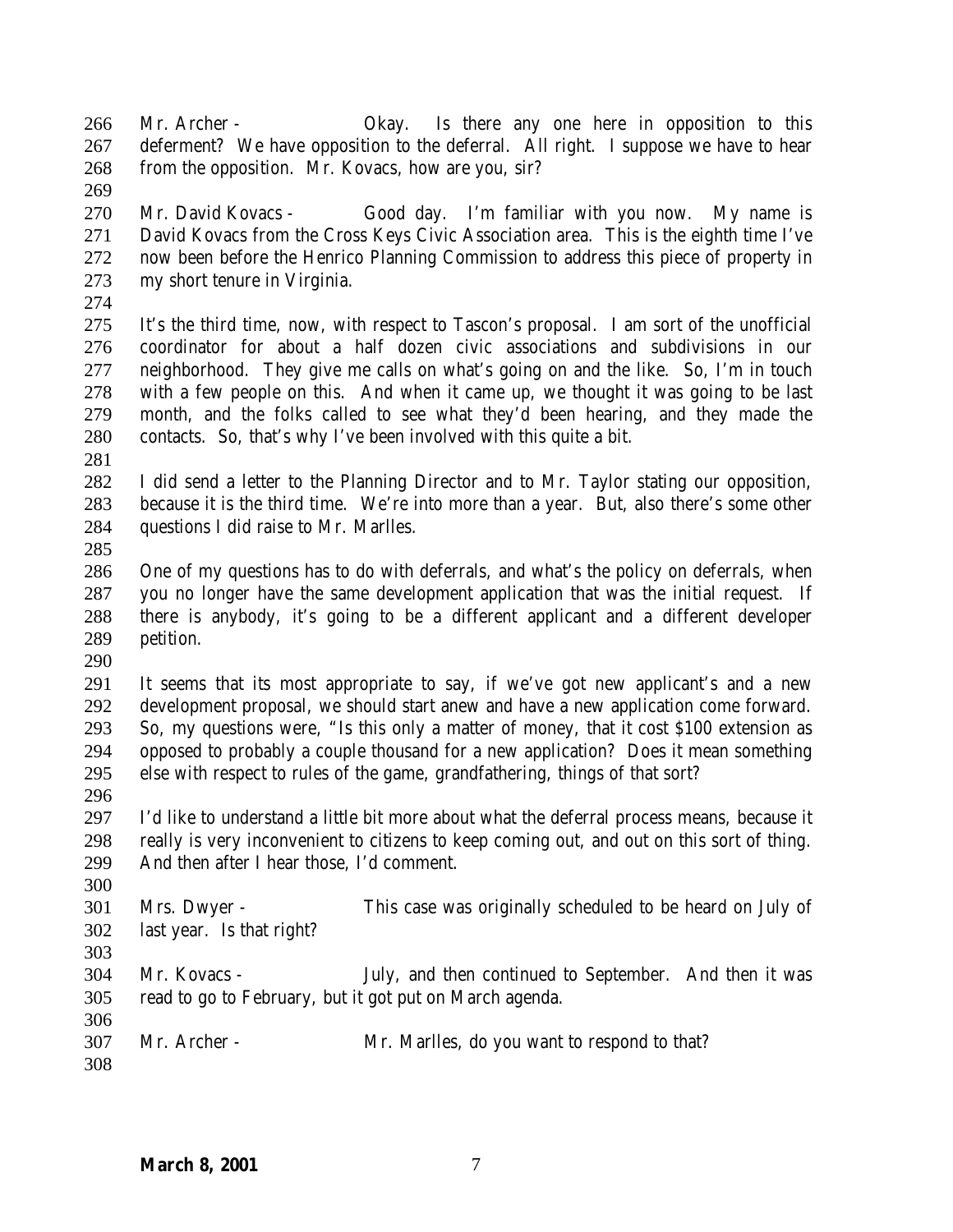Mr. Archer - Okay. Is there any one here in opposition to this deferment? We have opposition to the deferral. All right. I suppose we have to hear from the opposition. Mr. Kovacs, how are you, sir?

Mr. David Kovacs - Good day. I'm familiar with you now. My name is David Kovacs from the Cross Keys Civic Association area. This is the eighth time I've now been before the Henrico Planning Commission to address this piece of property in my short tenure in Virginia.

It's the third time, now, with respect to Tascon's proposal. I am sort of the unofficial coordinator for about a half dozen civic associations and subdivisions in our neighborhood. They give me calls on what's going on and the like. So, I'm in touch with a few people on this. And when it came up, we thought it was going to be last month, and the folks called to see what they'd been hearing, and they made the contacts. So, that's why I've been involved with this quite a bit.

I did send a letter to the Planning Director and to Mr. Taylor stating our opposition, because it is the third time. We're into more than a year. But, also there's some other questions I did raise to Mr. Marlles.

One of my questions has to do with deferrals, and what's the policy on deferrals, when you no longer have the same development application that was the initial request. If there is anybody, it's going to be a different applicant and a different developer petition.

It seems that its most appropriate to say, if we've got new applicant's and a new development proposal, we should start anew and have a new application come forward. So, my questions were, "Is this only a matter of money, that it cost $100 extension as opposed to probably a couple thousand for a new application? Does it mean something else with respect to rules of the game, grandfathering, things of that sort?

I'd like to understand a little bit more about what the deferral process means, because it really is very inconvenient to citizens to keep coming out, and out on this sort of thing. And then after I hear those, I'd comment.

Mrs. Dwyer - This case was originally scheduled to be heard on July of last year. Is that right?

Mr. Kovacs - July, and then continued to September. And then it was read to go to February, but it got put on March agenda.

Mr. Archer - Mr. Marlles, do you want to respond to that?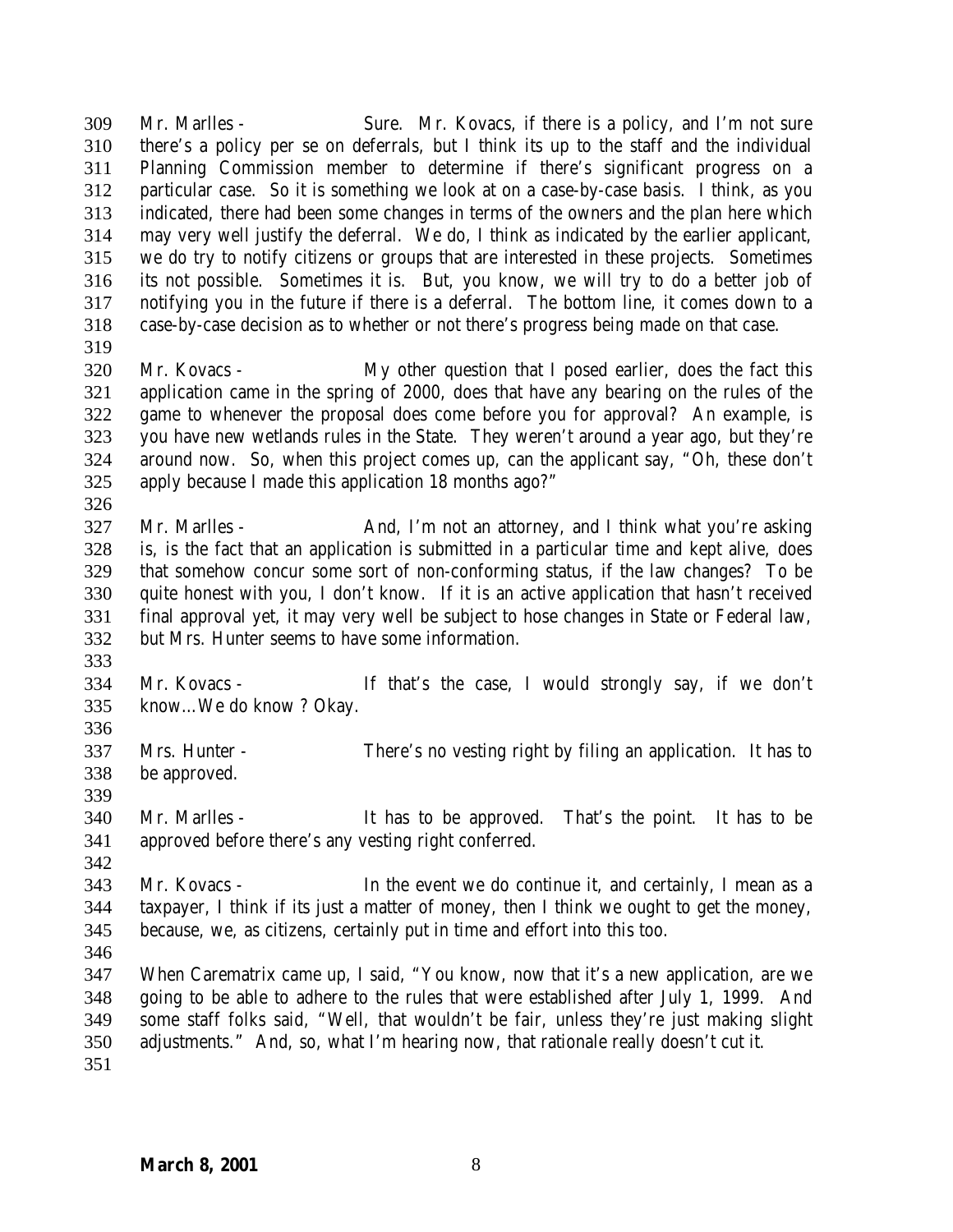Mr. Marlles - Sure. Mr. Kovacs, if there is a policy, and I'm not sure there's a policy per se on deferrals, but I think its up to the staff and the individual Planning Commission member to determine if there's significant progress on a particular case. So it is something we look at on a case-by-case basis. I think, as you indicated, there had been some changes in terms of the owners and the plan here which may very well justify the deferral. We do, I think as indicated by the earlier applicant, we do try to notify citizens or groups that are interested in these projects. Sometimes its not possible. Sometimes it is. But, you know, we will try to do a better job of notifying you in the future if there is a deferral. The bottom line, it comes down to a case-by-case decision as to whether or not there's progress being made on that case.

Mr. Kovacs - My other question that I posed earlier, does the fact this application came in the spring of 2000, does that have any bearing on the rules of the game to whenever the proposal does come before you for approval? An example, is you have new wetlands rules in the State. They weren't around a year ago, but they're around now. So, when this project comes up, can the applicant say, "Oh, these don't apply because I made this application 18 months ago?"

Mr. Marlles - And, I'm not an attorney, and I think what you're asking is, is the fact that an application is submitted in a particular time and kept alive, does that somehow concur some sort of non-conforming status, if the law changes? To be quite honest with you, I don't know. If it is an active application that hasn't received final approval yet, it may very well be subject to hose changes in State or Federal law, but Mrs. Hunter seems to have some information.

Mr. Kovacs - If that's the case, I would strongly say, if we don't know…We do know ? Okay.

Mrs. Hunter - There's no vesting right by filing an application. It has to be approved.

Mr. Marlles - It has to be approved. That's the point. It has to be approved before there's any vesting right conferred.

Mr. Kovacs - In the event we do continue it, and certainly, I mean as a taxpayer, I think if its just a matter of money, then I think we ought to get the money, because, we, as citizens, certainly put in time and effort into this too.

When Carematrix came up, I said, "You know, now that it's a new application, are we going to be able to adhere to the rules that were established after July 1, 1999. And some staff folks said, "Well, that wouldn't be fair, unless they're just making slight adjustments." And, so, what I'm hearing now, that rationale really doesn't cut it.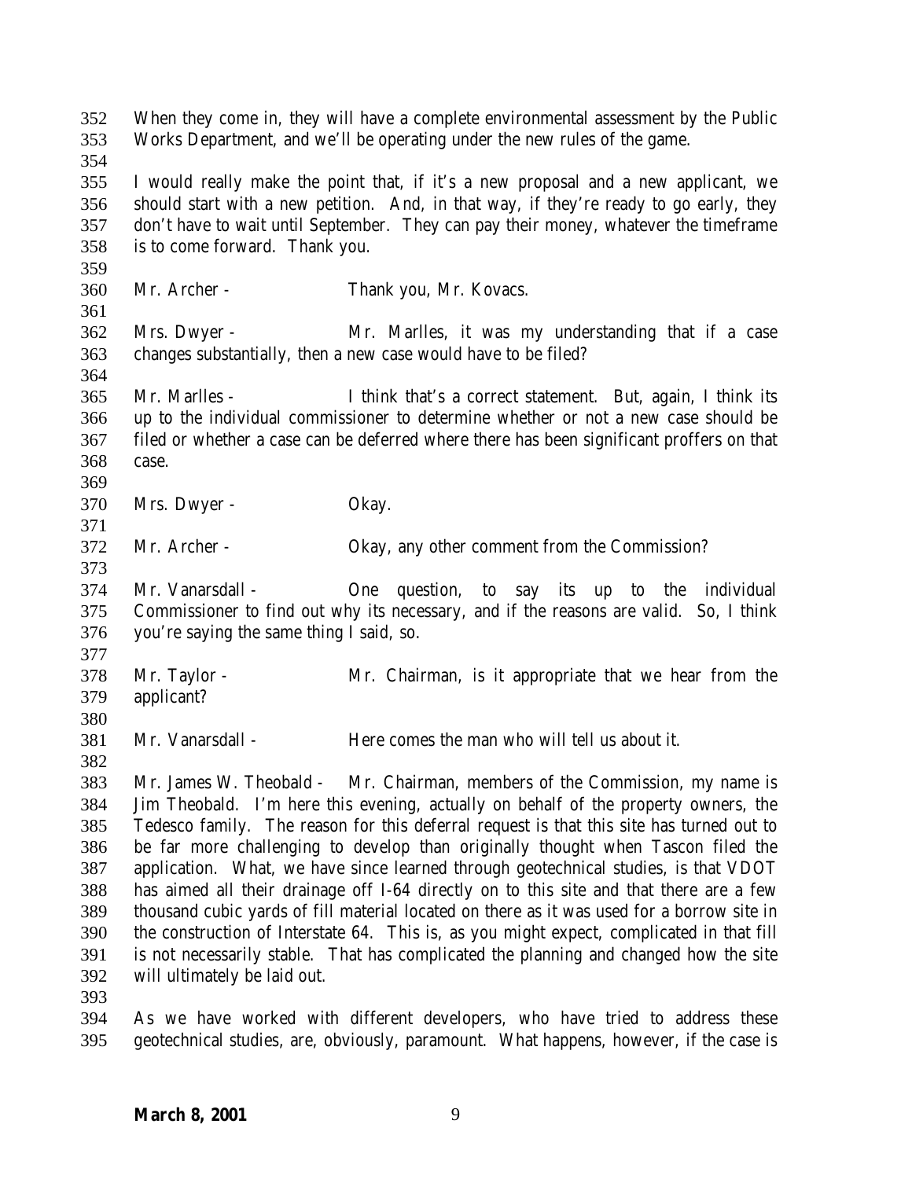When they come in, they will have a complete environmental assessment by the Public Works Department, and we'll be operating under the new rules of the game.

I would really make the point that, if it's a new proposal and a new applicant, we should start with a new petition. And, in that way, if they're ready to go early, they don't have to wait until September. They can pay their money, whatever the timeframe is to come forward. Thank you.

Mr. Archer - Thank you, Mr. Kovacs.

Mrs. Dwyer - Mr. Marlles, it was my understanding that if a case changes substantially, then a new case would have to be filed?

Mr. Marlles - I think that's a correct statement. But, again, I think its up to the individual commissioner to determine whether or not a new case should be filed or whether a case can be deferred where there has been significant proffers on that case.

Mrs. Dwyer - Okay.

Mr. Archer - Okay, any other comment from the Commission?

Mr. Vanarsdall - One question, to say its up to the individual Commissioner to find out why its necessary, and if the reasons are valid. So, I think you're saying the same thing I said, so.

Mr. Taylor - Mr. Chairman, is it appropriate that we hear from the applicant?

Mr. Vanarsdall - Here comes the man who will tell us about it.

Mr. James W. Theobald - Mr. Chairman, members of the Commission, my name is Jim Theobald. I'm here this evening, actually on behalf of the property owners, the Tedesco family. The reason for this deferral request is that this site has turned out to be far more challenging to develop than originally thought when Tascon filed the application. What, we have since learned through geotechnical studies, is that VDOT has aimed all their drainage off I-64 directly on to this site and that there are a few thousand cubic yards of fill material located on there as it was used for a borrow site in the construction of Interstate 64. This is, as you might expect, complicated in that fill is not necessarily stable. That has complicated the planning and changed how the site will ultimately be laid out.

As we have worked with different developers, who have tried to address these geotechnical studies, are, obviously, paramount. What happens, however, if the case is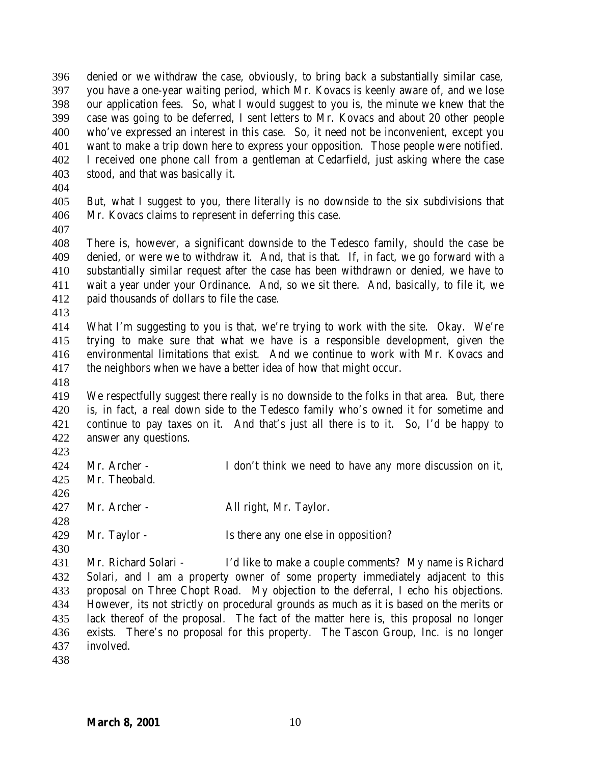denied or we withdraw the case, obviously, to bring back a substantially similar case, you have a one-year waiting period, which Mr. Kovacs is keenly aware of, and we lose our application fees. So, what I would suggest to you is, the minute we knew that the case was going to be deferred, I sent letters to Mr. Kovacs and about 20 other people who've expressed an interest in this case. So, it need not be inconvenient, except you want to make a trip down here to express your opposition. Those people were notified. I received one phone call from a gentleman at Cedarfield, just asking where the case stood, and that was basically it.

But, what I suggest to you, there literally is no downside to the six subdivisions that Mr. Kovacs claims to represent in deferring this case.

There is, however, a significant downside to the Tedesco family, should the case be denied, or were we to withdraw it. And, that is that. If, in fact, we go forward with a substantially similar request after the case has been withdrawn or denied, we have to wait a year under your Ordinance. And, so we sit there. And, basically, to file it, we paid thousands of dollars to file the case.

What I'm suggesting to you is that, we're trying to work with the site. Okay. We're trying to make sure that what we have is a responsible development, given the environmental limitations that exist. And we continue to work with Mr. Kovacs and the neighbors when we have a better idea of how that might occur.

We respectfully suggest there really is no downside to the folks in that area. But, there is, in fact, a real down side to the Tedesco family who's owned it for sometime and continue to pay taxes on it. And that's just all there is to it. So, I'd be happy to answer any questions.

Mr. Archer - I don't think we need to have any more discussion on it, Mr. Theobald.

Mr. Archer - All right, Mr. Taylor.

Mr. Taylor - Is there any one else in opposition?

Mr. Richard Solari - I'd like to make a couple comments? My name is Richard Solari, and I am a property owner of some property immediately adjacent to this proposal on Three Chopt Road. My objection to the deferral, I echo his objections. However, its not strictly on procedural grounds as much as it is based on the merits or lack thereof of the proposal. The fact of the matter here is, this proposal no longer exists. There's no proposal for this property. The Tascon Group, Inc. is no longer involved.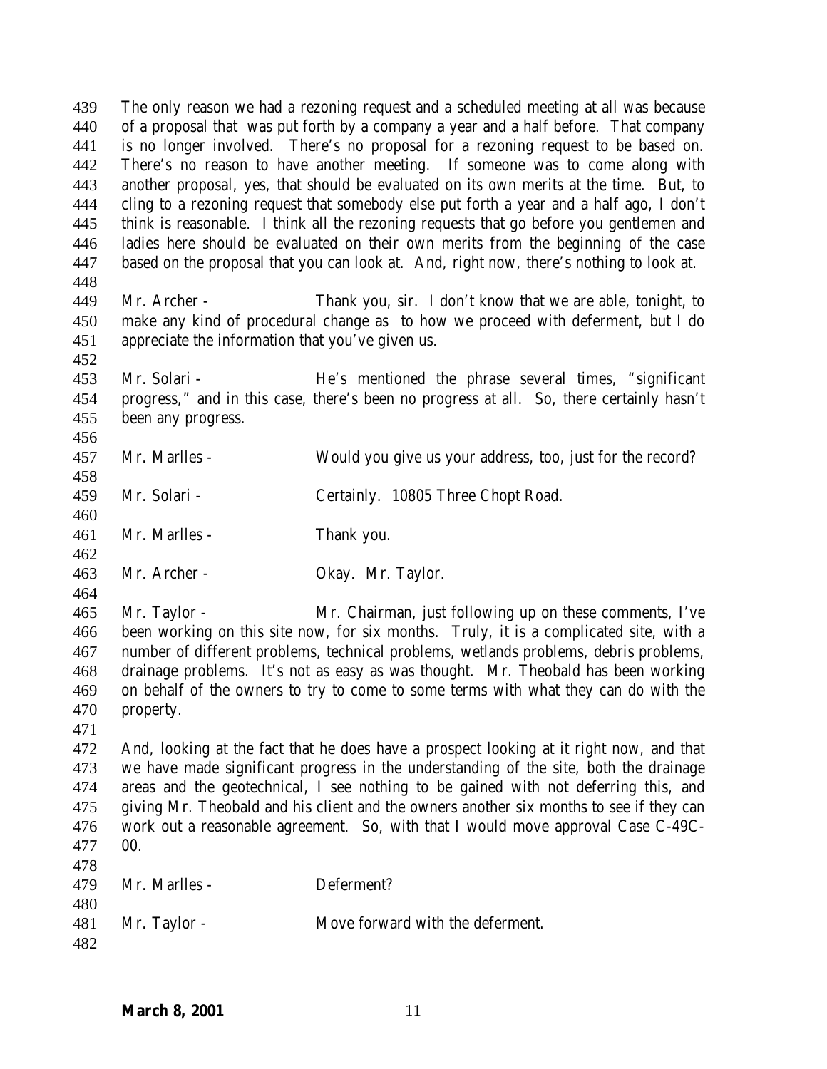The only reason we had a rezoning request and a scheduled meeting at all was because of a proposal that was put forth by a company a year and a half before. That company is no longer involved. There's no proposal for a rezoning request to be based on. There's no reason to have another meeting. If someone was to come along with another proposal, yes, that should be evaluated on its own merits at the time. But, to cling to a rezoning request that somebody else put forth a year and a half ago, I don't think is reasonable. I think all the rezoning requests that go before you gentlemen and ladies here should be evaluated on their own merits from the beginning of the case based on the proposal that you can look at. And, right now, there's nothing to look at.

Mr. Archer - Thank you, sir. I don't know that we are able, tonight, to make any kind of procedural change as to how we proceed with deferment, but I do appreciate the information that you've given us.

Mr. Solari - He's mentioned the phrase several times, "significant progress," and in this case, there's been no progress at all. So, there certainly hasn't been any progress.

Mr. Marlles - Would you give us your address, too, just for the record?

Mr. Solari - Certainly. 10805 Three Chopt Road.

Mr. Marlles - Thank you.

Mr. Archer - Okay. Mr. Taylor.

Mr. Taylor - Mr. Chairman, just following up on these comments, I've been working on this site now, for six months. Truly, it is a complicated site, with a number of different problems, technical problems, wetlands problems, debris problems, drainage problems. It's not as easy as was thought. Mr. Theobald has been working on behalf of the owners to try to come to some terms with what they can do with the property.

And, looking at the fact that he does have a prospect looking at it right now, and that we have made significant progress in the understanding of the site, both the drainage areas and the geotechnical, I see nothing to be gained with not deferring this, and giving Mr. Theobald and his client and the owners another six months to see if they can work out a reasonable agreement. So, with that I would move approval Case C-49C-00.

Mr. Marlles - Deferment?

Mr. Taylor - Move forward with the deferment.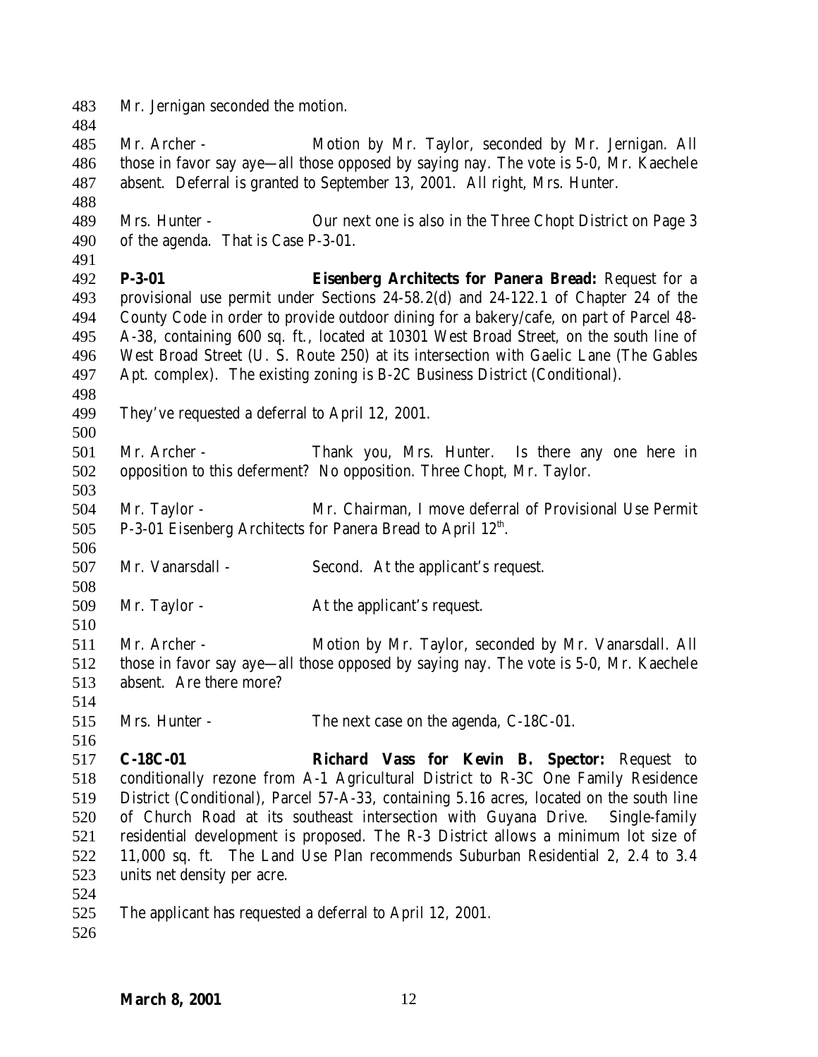Mr. Jernigan seconded the motion.

Mr. Archer - Motion by Mr. Taylor, seconded by Mr. Jernigan. All those in favor say aye—all those opposed by saying nay. The vote is 5-0, Mr. Kaechele absent. Deferral is granted to September 13, 2001. All right, Mrs. Hunter.

Mrs. Hunter - Our next one is also in the Three Chopt District on Page 3 of the agenda. That is Case P-3-01.

**P-3-01 Eisenberg Architects for Panera Bread:** Request for a provisional use permit under Sections 24-58.2(d) and 24-122.1 of Chapter 24 of the County Code in order to provide outdoor dining for a bakery/cafe, on part of Parcel 48-A-38, containing 600 sq. ft., located at 10301 West Broad Street, on the south line of West Broad Street (U. S. Route 250) at its intersection with Gaelic Lane (The Gables Apt. complex). The existing zoning is B-2C Business District (Conditional).

They've requested a deferral to April 12, 2001.

Mr. Archer - Thank you, Mrs. Hunter. Is there any one here in opposition to this deferment? No opposition. Three Chopt, Mr. Taylor.

Mr. Taylor - Mr. Chairman, I move deferral of Provisional Use Permit P-3-01 Eisenberg Architects for Panera Bread to April 12th.

Mr. Vanarsdall - Second. At the applicant's request.

Mr. Taylor - At the applicant's request.

Mr. Archer - Motion by Mr. Taylor, seconded by Mr. Vanarsdall. All those in favor say aye—all those opposed by saying nay. The vote is 5-0, Mr. Kaechele absent. Are there more?

Mrs. Hunter - The next case on the agenda, C-18C-01.

**C-18C-01 Richard Vass for Kevin B. Spector:** Request to conditionally rezone from A-1 Agricultural District to R-3C One Family Residence District (Conditional), Parcel 57-A-33, containing 5.16 acres, located on the south line of Church Road at its southeast intersection with Guyana Drive. Single-family residential development is proposed. The R-3 District allows a minimum lot size of 11,000 sq. ft. The Land Use Plan recommends Suburban Residential 2, 2.4 to 3.4 units net density per acre.

The applicant has requested a deferral to April 12, 2001.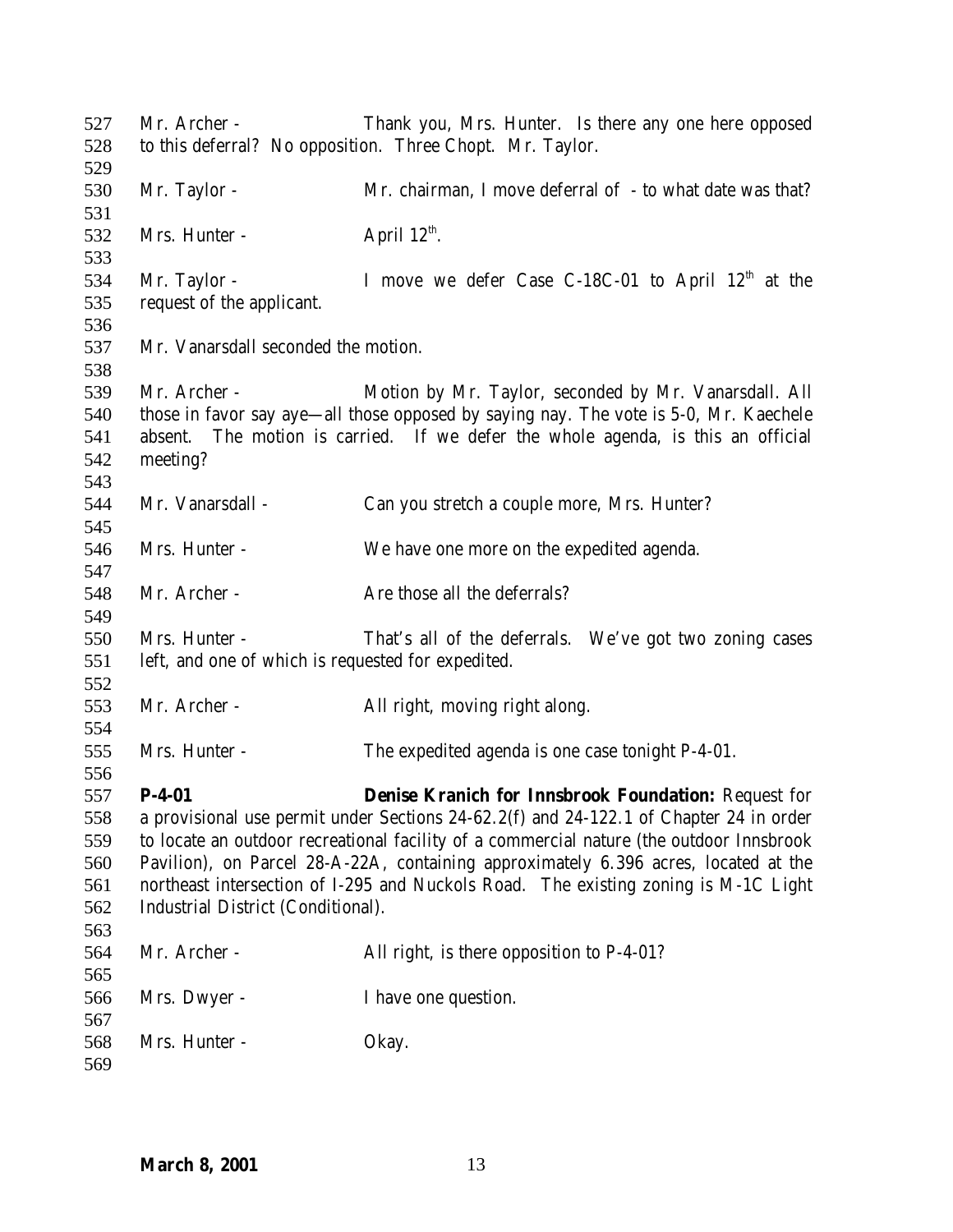Mr. Archer - Thank you, Mrs. Hunter. Is there any one here opposed to this deferral? No opposition. Three Chopt. Mr. Taylor.

Mr. Taylor - Mr. chairman, I move deferral of - to what date was that?

Mrs. Hunter - April 12th.

Mr. Taylor - I move we defer Case C-18C-01 to April 12th at the request of the applicant.

Mr. Vanarsdall seconded the motion.

Mr. Archer - Motion by Mr. Taylor, seconded by Mr. Vanarsdall. All those in favor say aye—all those opposed by saying nay. The vote is 5-0, Mr. Kaechele absent. The motion is carried. If we defer the whole agenda, is this an official meeting?

Mr. Vanarsdall - Can you stretch a couple more, Mrs. Hunter?

Mrs. Hunter - We have one more on the expedited agenda.

Mr. Archer - Are those all the deferrals?

Mrs. Hunter - That's all of the deferrals. We've got two zoning cases left, and one of which is requested for expedited.

Mr. Archer - All right, moving right along.

Mrs. Hunter - The expedited agenda is one case tonight P-4-01.

**P-4-01** **Denise Kranich for Innsbrook Foundation:** Request for a provisional use permit under Sections 24-62.2(f) and 24-122.1 of Chapter 24 in order to locate an outdoor recreational facility of a commercial nature (the outdoor Innsbrook Pavilion), on Parcel 28-A-22A, containing approximately 6.396 acres, located at the northeast intersection of I-295 and Nuckols Road. The existing zoning is M-1C Light Industrial District (Conditional).

Mr. Archer - All right, is there opposition to P-4-01?

Mrs. Dwyer - I have one question.

Mrs. Hunter - Okay.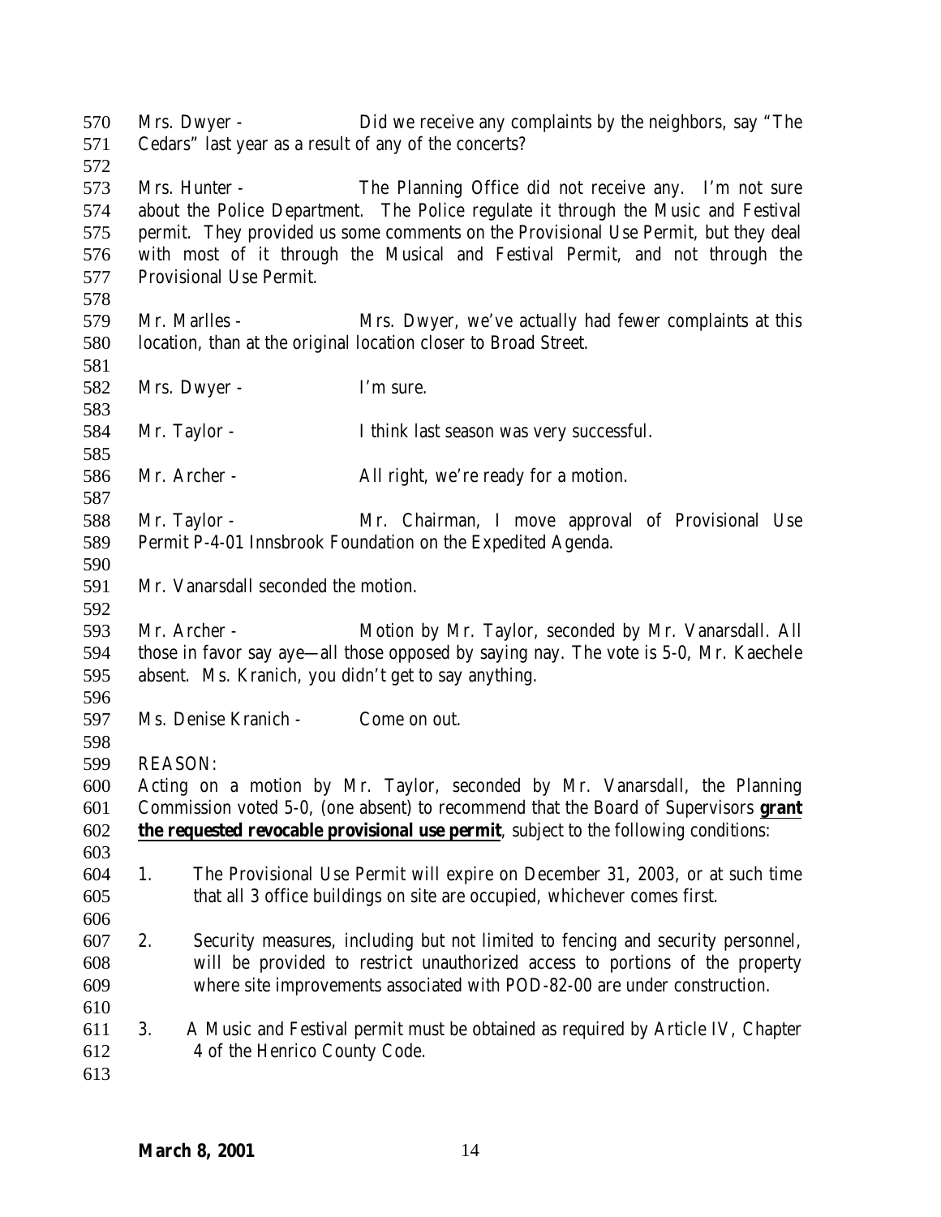Mrs. Dwyer - Did we receive any complaints by the neighbors, say "The Cedars" last year as a result of any of the concerts?

Mrs. Hunter - The Planning Office did not receive any. I'm not sure about the Police Department. The Police regulate it through the Music and Festival permit. They provided us some comments on the Provisional Use Permit, but they deal with most of it through the Musical and Festival Permit, and not through the Provisional Use Permit.

Mr. Marlles - Mrs. Dwyer, we've actually had fewer complaints at this location, than at the original location closer to Broad Street.

Mrs. Dwyer - I'm sure.

Mr. Taylor - I think last season was very successful.

Mr. Archer - All right, we're ready for a motion.

Mr. Taylor - Mr. Chairman, I move approval of Provisional Use Permit P-4-01 Innsbrook Foundation on the Expedited Agenda.

Mr. Vanarsdall seconded the motion.

Mr. Archer - Motion by Mr. Taylor, seconded by Mr. Vanarsdall. All those in favor say aye—all those opposed by saying nay. The vote is 5-0, Mr. Kaechele absent. Ms. Kranich, you didn't get to say anything.

Ms. Denise Kranich - Come on out.

REASON:
Acting on a motion by Mr. Taylor, seconded by Mr. Vanarsdall, the Planning Commission voted 5-0, (one absent) to recommend that the Board of Supervisors **grant the requested revocable provisional use permit**, subject to the following conditions:

1. The Provisional Use Permit will expire on December 31, 2003, or at such time that all 3 office buildings on site are occupied, whichever comes first.

2. Security measures, including but not limited to fencing and security personnel, will be provided to restrict unauthorized access to portions of the property where site improvements associated with POD-82-00 are under construction.

3. A Music and Festival permit must be obtained as required by Article IV, Chapter 4 of the Henrico County Code.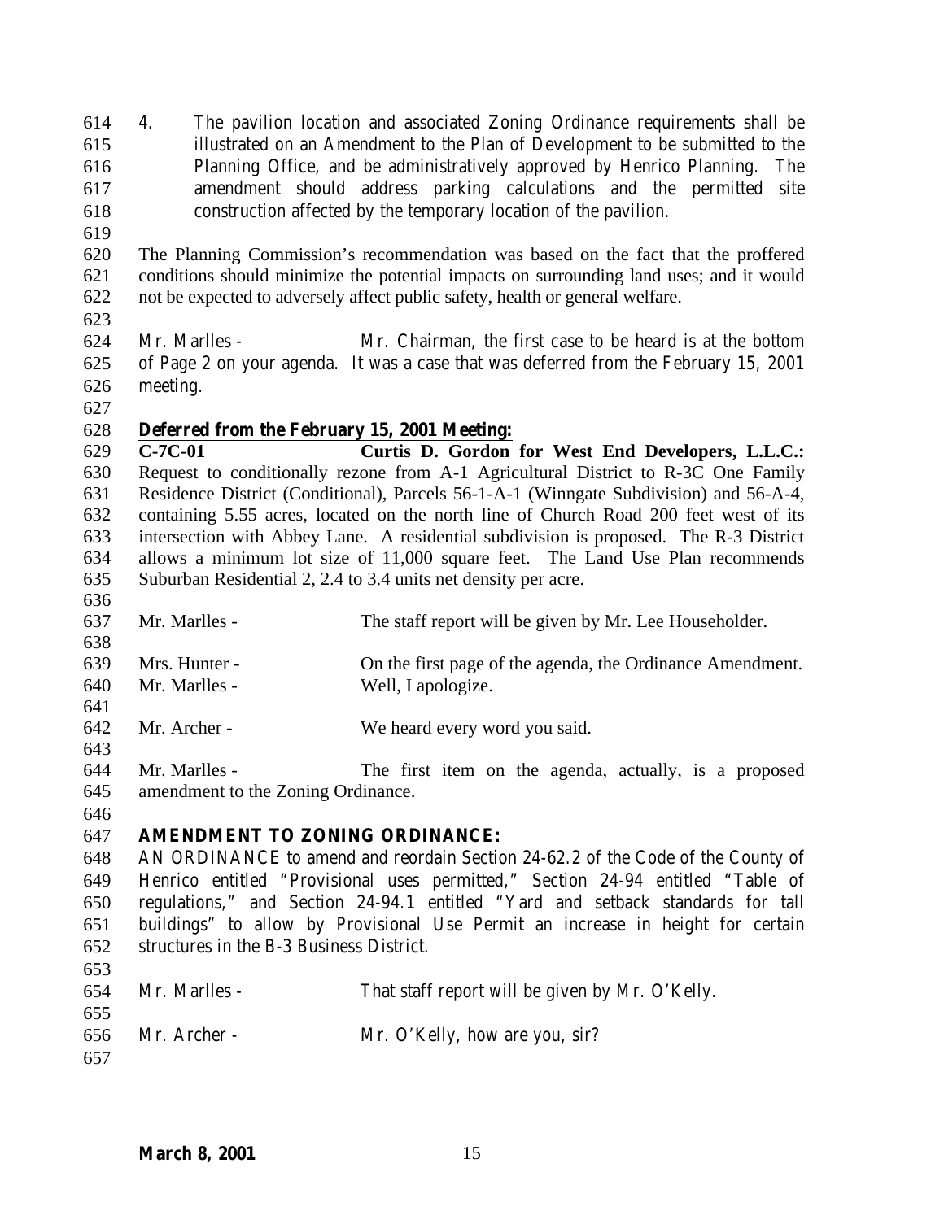4. The pavilion location and associated Zoning Ordinance requirements shall be illustrated on an Amendment to the Plan of Development to be submitted to the Planning Office, and be administratively approved by Henrico Planning. The amendment should address parking calculations and the permitted site construction affected by the temporary location of the pavilion.

The Planning Commission's recommendation was based on the fact that the proffered conditions should minimize the potential impacts on surrounding land uses; and it would not be expected to adversely affect public safety, health or general welfare.

Mr. Marlles - Mr. Chairman, the first case to be heard is at the bottom of Page 2 on your agenda. It was a case that was deferred from the February 15, 2001 meeting.

***Deferred from the February 15, 2001 Meeting:***

**C-7C-01 Curtis D. Gordon for West End Developers, L.L.C.:** Request to conditionally rezone from A-1 Agricultural District to R-3C One Family Residence District (Conditional), Parcels 56-1-A-1 (Winngate Subdivision) and 56-A-4, containing 5.55 acres, located on the north line of Church Road 200 feet west of its intersection with Abbey Lane. A residential subdivision is proposed. The R-3 District allows a minimum lot size of 11,000 square feet. The Land Use Plan recommends Suburban Residential 2, 2.4 to 3.4 units net density per acre.

Mr. Marlles - The staff report will be given by Mr. Lee Householder.

Mrs. Hunter - On the first page of the agenda, the Ordinance Amendment.

Mr. Marlles - Well, I apologize.

Mr. Archer - We heard every word you said.

Mr. Marlles - The first item on the agenda, actually, is a proposed amendment to the Zoning Ordinance.

**AMENDMENT TO ZONING ORDINANCE:**

AN ORDINANCE to amend and reordain Section 24-62.2 of the Code of the County of Henrico entitled "Provisional uses permitted," Section 24-94 entitled "Table of regulations," and Section 24-94.1 entitled "Yard and setback standards for tall buildings" to allow by Provisional Use Permit an increase in height for certain structures in the B-3 Business District.

Mr. Marlles - That staff report will be given by Mr. O'Kelly.

Mr. Archer - Mr. O'Kelly, how are you, sir?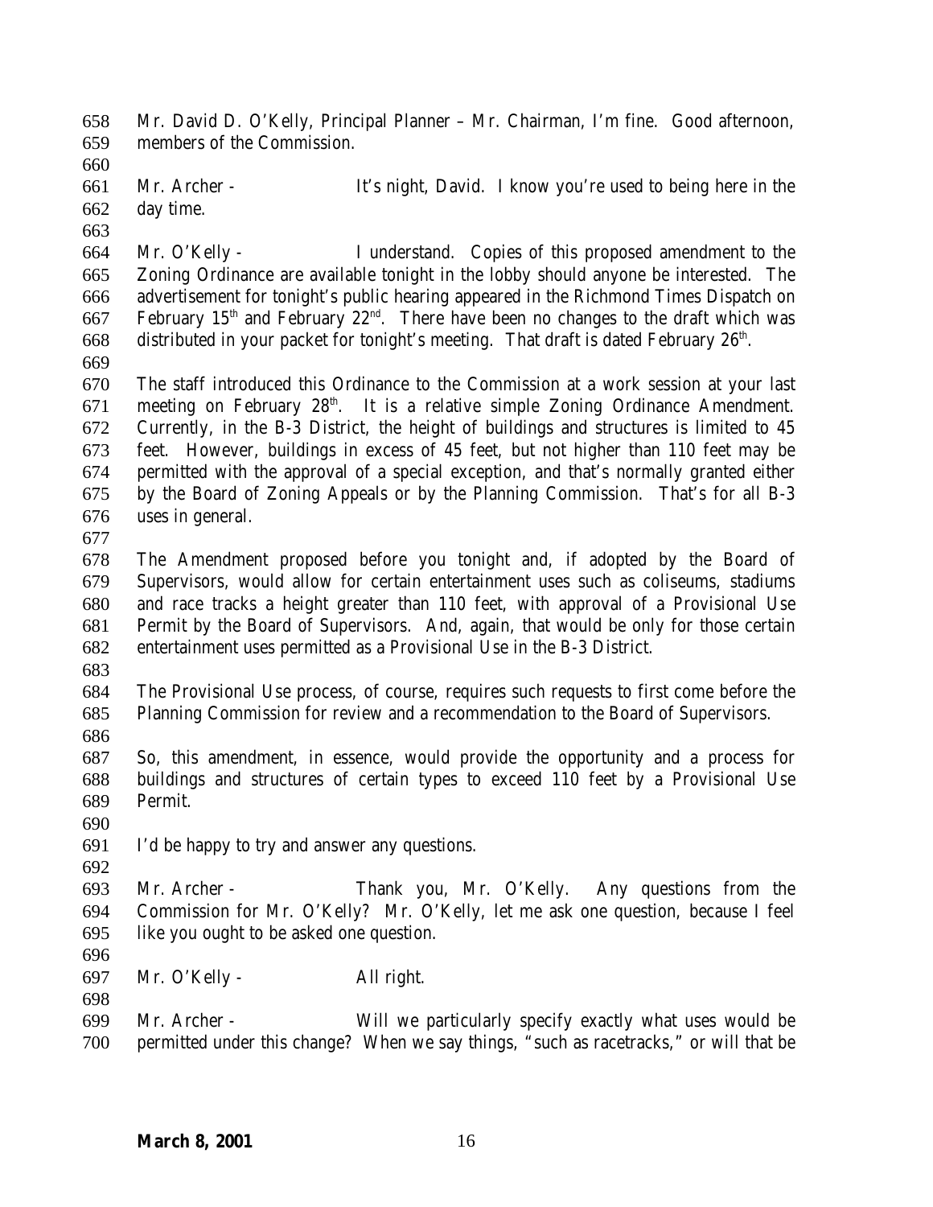Mr. David D. O'Kelly, Principal Planner – Mr. Chairman, I'm fine. Good afternoon, members of the Commission.

Mr. Archer - It's night, David. I know you're used to being here in the day time.

Mr. O'Kelly - I understand. Copies of this proposed amendment to the Zoning Ordinance are available tonight in the lobby should anyone be interested. The advertisement for tonight's public hearing appeared in the Richmond Times Dispatch on February 15th and February 22nd. There have been no changes to the draft which was distributed in your packet for tonight's meeting. That draft is dated February 26th.

The staff introduced this Ordinance to the Commission at a work session at your last meeting on February 28th. It is a relative simple Zoning Ordinance Amendment. Currently, in the B-3 District, the height of buildings and structures is limited to 45 feet. However, buildings in excess of 45 feet, but not higher than 110 feet may be permitted with the approval of a special exception, and that's normally granted either by the Board of Zoning Appeals or by the Planning Commission. That's for all B-3 uses in general.

The Amendment proposed before you tonight and, if adopted by the Board of Supervisors, would allow for certain entertainment uses such as coliseums, stadiums and race tracks a height greater than 110 feet, with approval of a Provisional Use Permit by the Board of Supervisors. And, again, that would be only for those certain entertainment uses permitted as a Provisional Use in the B-3 District.

The Provisional Use process, of course, requires such requests to first come before the Planning Commission for review and a recommendation to the Board of Supervisors.

So, this amendment, in essence, would provide the opportunity and a process for buildings and structures of certain types to exceed 110 feet by a Provisional Use Permit.

I'd be happy to try and answer any questions.

Mr. Archer - Thank you, Mr. O'Kelly. Any questions from the Commission for Mr. O'Kelly? Mr. O'Kelly, let me ask one question, because I feel like you ought to be asked one question.

Mr. O'Kelly - All right.

Mr. Archer - Will we particularly specify exactly what uses would be permitted under this change? When we say things, "such as racetracks," or will that be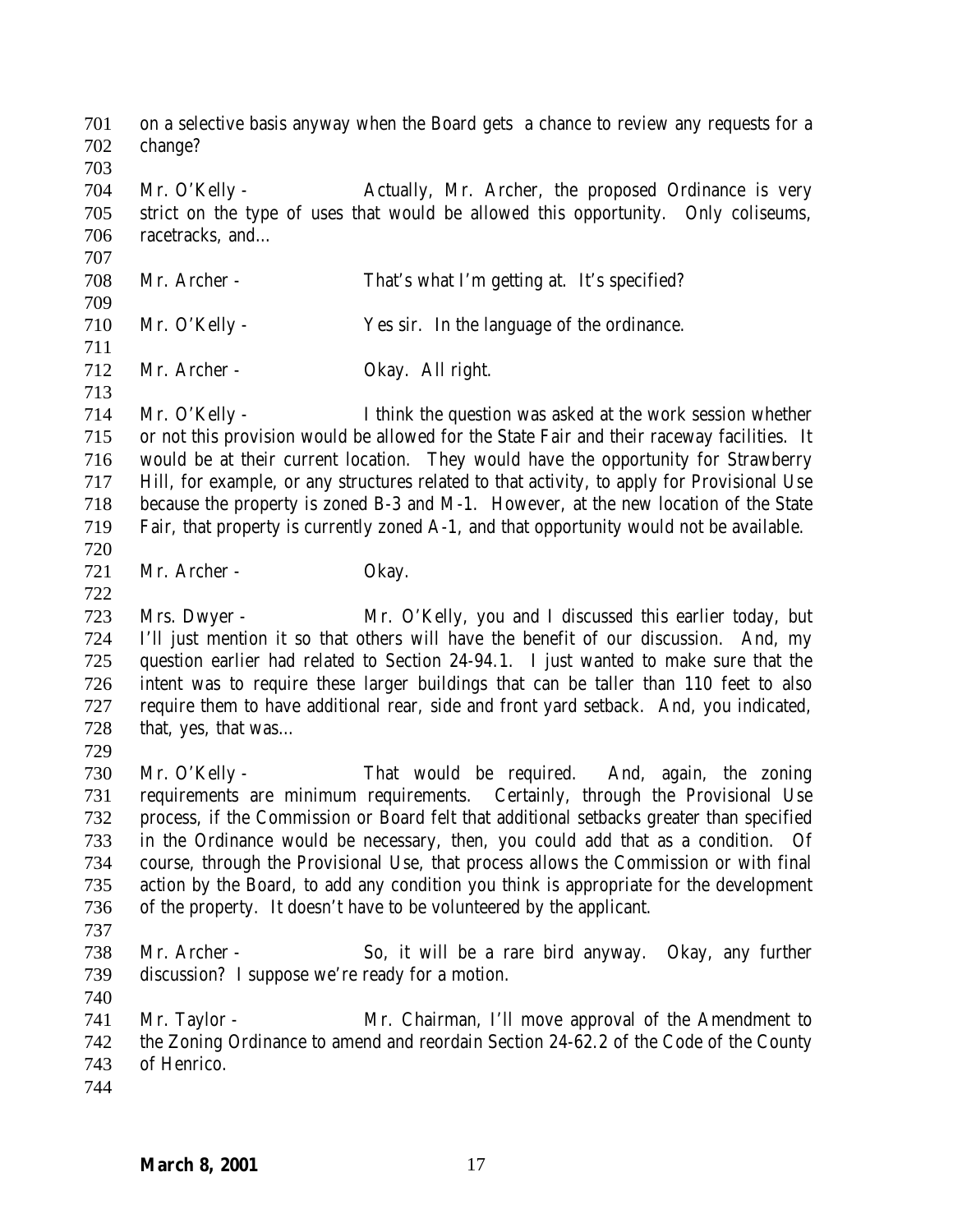on a selective basis anyway when the Board gets a chance to review any requests for a change?

Mr. O'Kelly - Actually, Mr. Archer, the proposed Ordinance is very strict on the type of uses that would be allowed this opportunity. Only coliseums, racetracks, and…

Mr. Archer - That's what I'm getting at. It's specified?

Mr. O'Kelly - Yes sir. In the language of the ordinance.

Mr. Archer - Okay. All right.

Mr. O'Kelly - I think the question was asked at the work session whether or not this provision would be allowed for the State Fair and their raceway facilities. It would be at their current location. They would have the opportunity for Strawberry Hill, for example, or any structures related to that activity, to apply for Provisional Use because the property is zoned B-3 and M-1. However, at the new location of the State Fair, that property is currently zoned A-1, and that opportunity would not be available.

Mr. Archer - Okay.

Mrs. Dwyer - Mr. O'Kelly, you and I discussed this earlier today, but I'll just mention it so that others will have the benefit of our discussion. And, my question earlier had related to Section 24-94.1. I just wanted to make sure that the intent was to require these larger buildings that can be taller than 110 feet to also require them to have additional rear, side and front yard setback. And, you indicated, that, yes, that was…

Mr. O'Kelly - That would be required. And, again, the zoning requirements are minimum requirements. Certainly, through the Provisional Use process, if the Commission or Board felt that additional setbacks greater than specified in the Ordinance would be necessary, then, you could add that as a condition. Of course, through the Provisional Use, that process allows the Commission or with final action by the Board, to add any condition you think is appropriate for the development of the property. It doesn't have to be volunteered by the applicant.

Mr. Archer - So, it will be a rare bird anyway. Okay, any further discussion? I suppose we're ready for a motion.

Mr. Taylor - Mr. Chairman, I'll move approval of the Amendment to the Zoning Ordinance to amend and reordain Section 24-62.2 of the Code of the County of Henrico.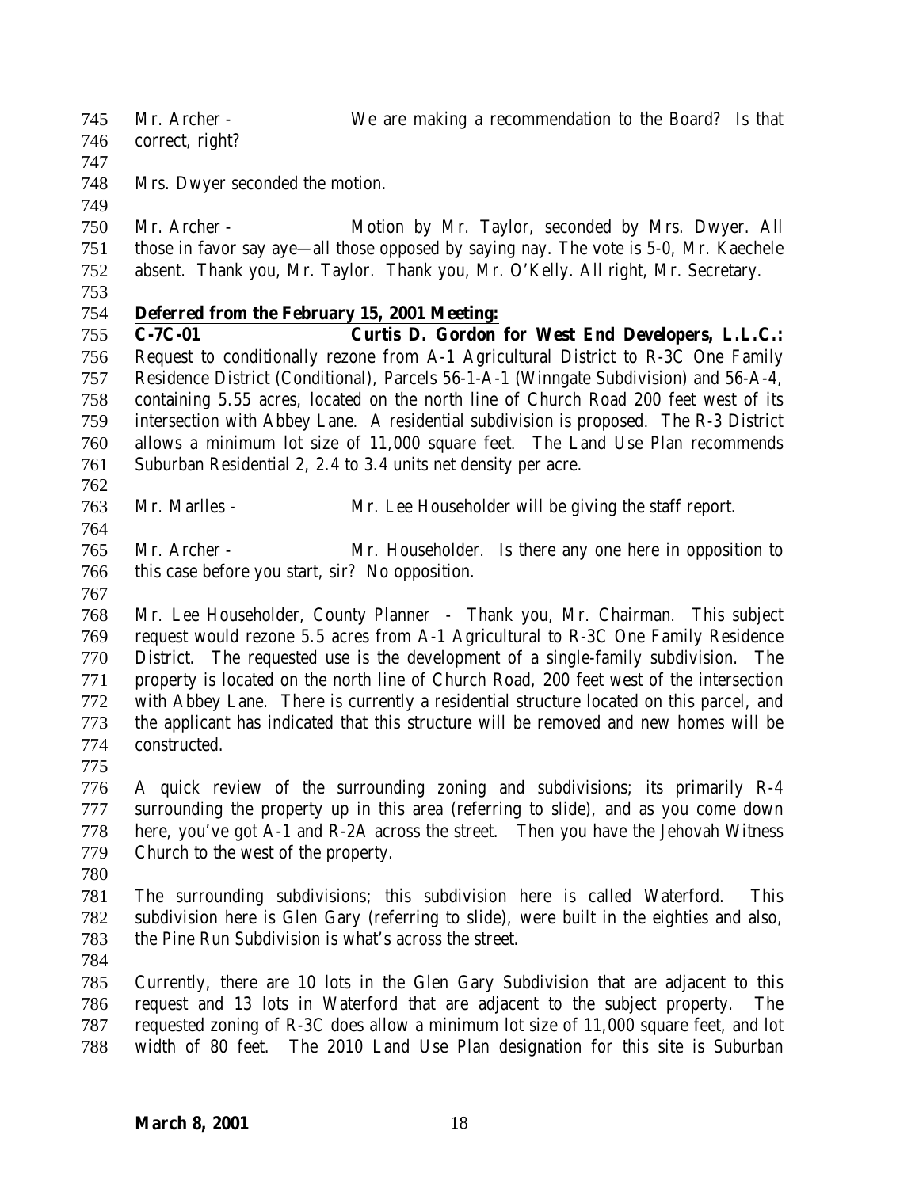Mr. Archer - We are making a recommendation to the Board? Is that correct, right?

Mrs. Dwyer seconded the motion.

Mr. Archer - Motion by Mr. Taylor, seconded by Mrs. Dwyer. All those in favor say aye—all those opposed by saying nay. The vote is 5-0, Mr. Kaechele absent. Thank you, Mr. Taylor. Thank you, Mr. O'Kelly. All right, Mr. Secretary.

**Deferred from the February 15, 2001 Meeting:**

**C-7C-01 Curtis D. Gordon for West End Developers, L.L.C.:** Request to conditionally rezone from A-1 Agricultural District to R-3C One Family Residence District (Conditional), Parcels 56-1-A-1 (Winngate Subdivision) and 56-A-4, containing 5.55 acres, located on the north line of Church Road 200 feet west of its intersection with Abbey Lane. A residential subdivision is proposed. The R-3 District allows a minimum lot size of 11,000 square feet. The Land Use Plan recommends Suburban Residential 2, 2.4 to 3.4 units net density per acre.

Mr. Marlles - Mr. Lee Householder will be giving the staff report.

Mr. Archer - Mr. Householder. Is there any one here in opposition to this case before you start, sir? No opposition.

Mr. Lee Householder, County Planner - Thank you, Mr. Chairman. This subject request would rezone 5.5 acres from A-1 Agricultural to R-3C One Family Residence District. The requested use is the development of a single-family subdivision. The property is located on the north line of Church Road, 200 feet west of the intersection with Abbey Lane. There is currently a residential structure located on this parcel, and the applicant has indicated that this structure will be removed and new homes will be constructed.

A quick review of the surrounding zoning and subdivisions; its primarily R-4 surrounding the property up in this area (referring to slide), and as you come down here, you've got A-1 and R-2A across the street. Then you have the Jehovah Witness Church to the west of the property.

The surrounding subdivisions; this subdivision here is called Waterford. This subdivision here is Glen Gary (referring to slide), were built in the eighties and also, the Pine Run Subdivision is what's across the street.

Currently, there are 10 lots in the Glen Gary Subdivision that are adjacent to this request and 13 lots in Waterford that are adjacent to the subject property. The requested zoning of R-3C does allow a minimum lot size of 11,000 square feet, and lot width of 80 feet. The 2010 Land Use Plan designation for this site is Suburban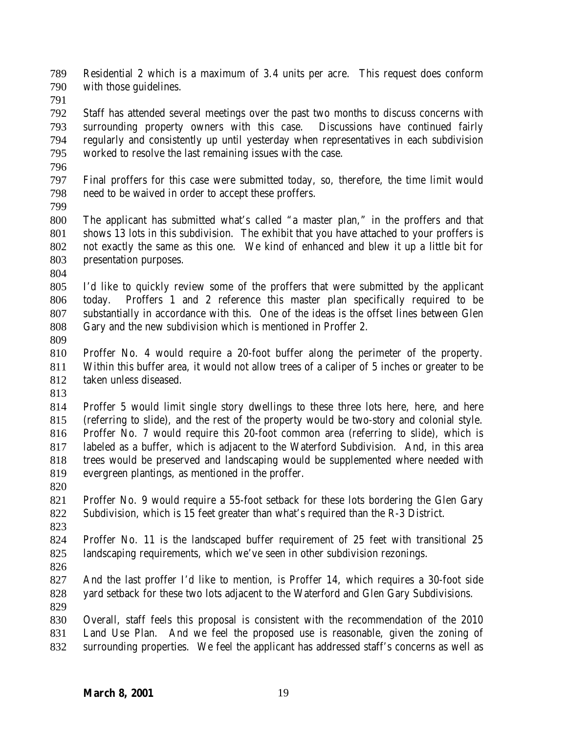Residential 2 which is a maximum of 3.4 units per acre. This request does conform with those guidelines.

Staff has attended several meetings over the past two months to discuss concerns with surrounding property owners with this case. Discussions have continued fairly regularly and consistently up until yesterday when representatives in each subdivision worked to resolve the last remaining issues with the case.

Final proffers for this case were submitted today, so, therefore, the time limit would need to be waived in order to accept these proffers.

The applicant has submitted what's called "a master plan," in the proffers and that shows 13 lots in this subdivision. The exhibit that you have attached to your proffers is not exactly the same as this one. We kind of enhanced and blew it up a little bit for presentation purposes.

I'd like to quickly review some of the proffers that were submitted by the applicant today. Proffers 1 and 2 reference this master plan specifically required to be substantially in accordance with this. One of the ideas is the offset lines between Glen Gary and the new subdivision which is mentioned in Proffer 2.

Proffer No. 4 would require a 20-foot buffer along the perimeter of the property. Within this buffer area, it would not allow trees of a caliper of 5 inches or greater to be taken unless diseased.

Proffer 5 would limit single story dwellings to these three lots here, here, and here (referring to slide), and the rest of the property would be two-story and colonial style. Proffer No. 7 would require this 20-foot common area (referring to slide), which is labeled as a buffer, which is adjacent to the Waterford Subdivision. And, in this area trees would be preserved and landscaping would be supplemented where needed with evergreen plantings, as mentioned in the proffer.

Proffer No. 9 would require a 55-foot setback for these lots bordering the Glen Gary Subdivision, which is 15 feet greater than what's required than the R-3 District.

Proffer No. 11 is the landscaped buffer requirement of 25 feet with transitional 25 landscaping requirements, which we've seen in other subdivision rezonings.

And the last proffer I'd like to mention, is Proffer 14, which requires a 30-foot side yard setback for these two lots adjacent to the Waterford and Glen Gary Subdivisions.

Overall, staff feels this proposal is consistent with the recommendation of the 2010 Land Use Plan. And we feel the proposed use is reasonable, given the zoning of surrounding properties. We feel the applicant has addressed staff's concerns as well as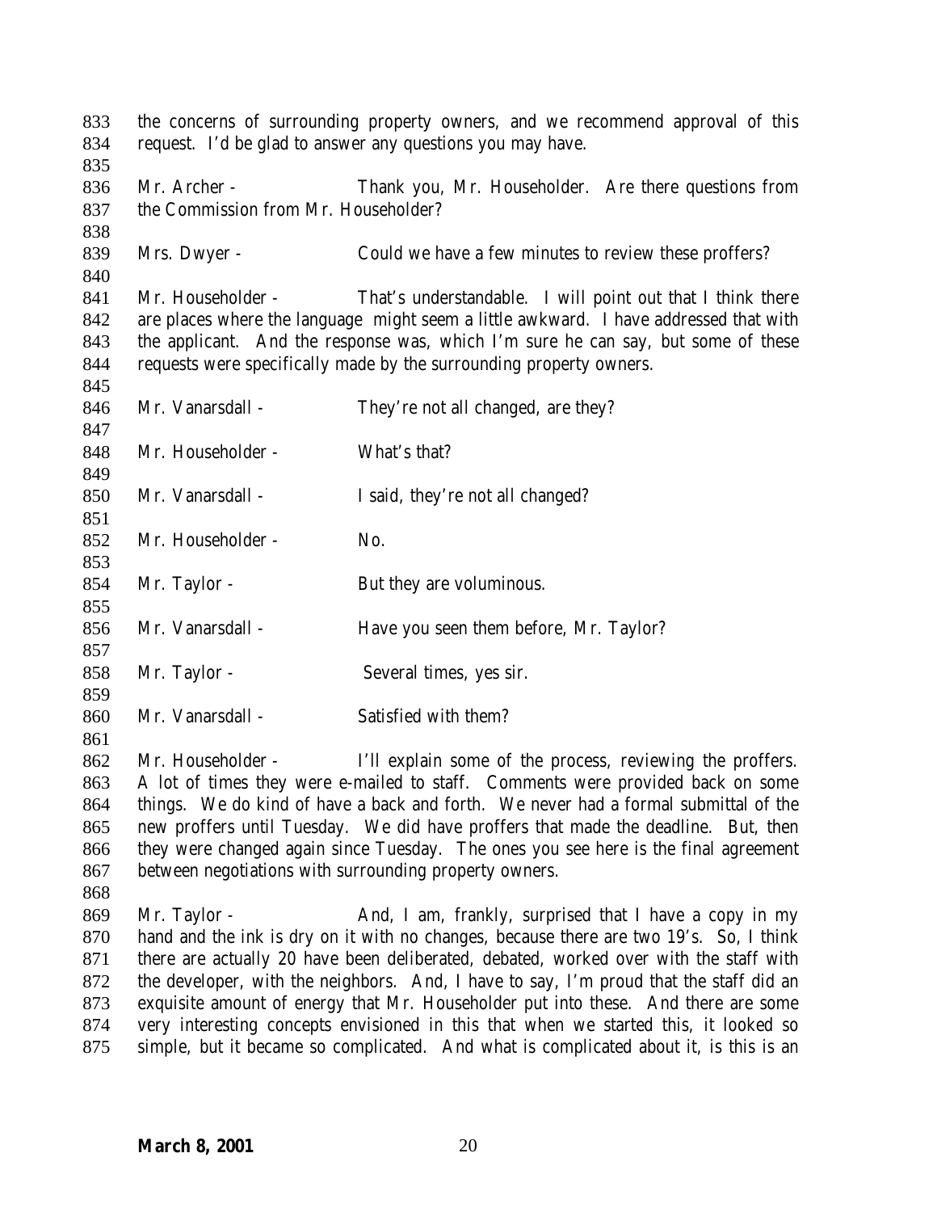the concerns of surrounding property owners, and we recommend approval of this request. I'd be glad to answer any questions you may have.

Mr. Archer - Thank you, Mr. Householder. Are there questions from the Commission from Mr. Householder?

Mrs. Dwyer - Could we have a few minutes to review these proffers?

Mr. Householder - That's understandable. I will point out that I think there are places where the language might seem a little awkward. I have addressed that with the applicant. And the response was, which I'm sure he can say, but some of these requests were specifically made by the surrounding property owners.

Mr. Vanarsdall - They're not all changed, are they?

Mr. Householder - What's that?

Mr. Vanarsdall - I said, they're not all changed?

Mr. Householder - No.

Mr. Taylor - But they are voluminous.

Mr. Vanarsdall - Have you seen them before, Mr. Taylor?

Mr. Taylor - Several times, yes sir.

Mr. Vanarsdall - Satisfied with them?

Mr. Householder - I'll explain some of the process, reviewing the proffers. A lot of times they were e-mailed to staff. Comments were provided back on some things. We do kind of have a back and forth. We never had a formal submittal of the new proffers until Tuesday. We did have proffers that made the deadline. But, then they were changed again since Tuesday. The ones you see here is the final agreement between negotiations with surrounding property owners.

Mr. Taylor - And, I am, frankly, surprised that I have a copy in my hand and the ink is dry on it with no changes, because there are two 19's. So, I think there are actually 20 have been deliberated, debated, worked over with the staff with the developer, with the neighbors. And, I have to say, I'm proud that the staff did an exquisite amount of energy that Mr. Householder put into these. And there are some very interesting concepts envisioned in this that when we started this, it looked so simple, but it became so complicated. And what is complicated about it, is this is an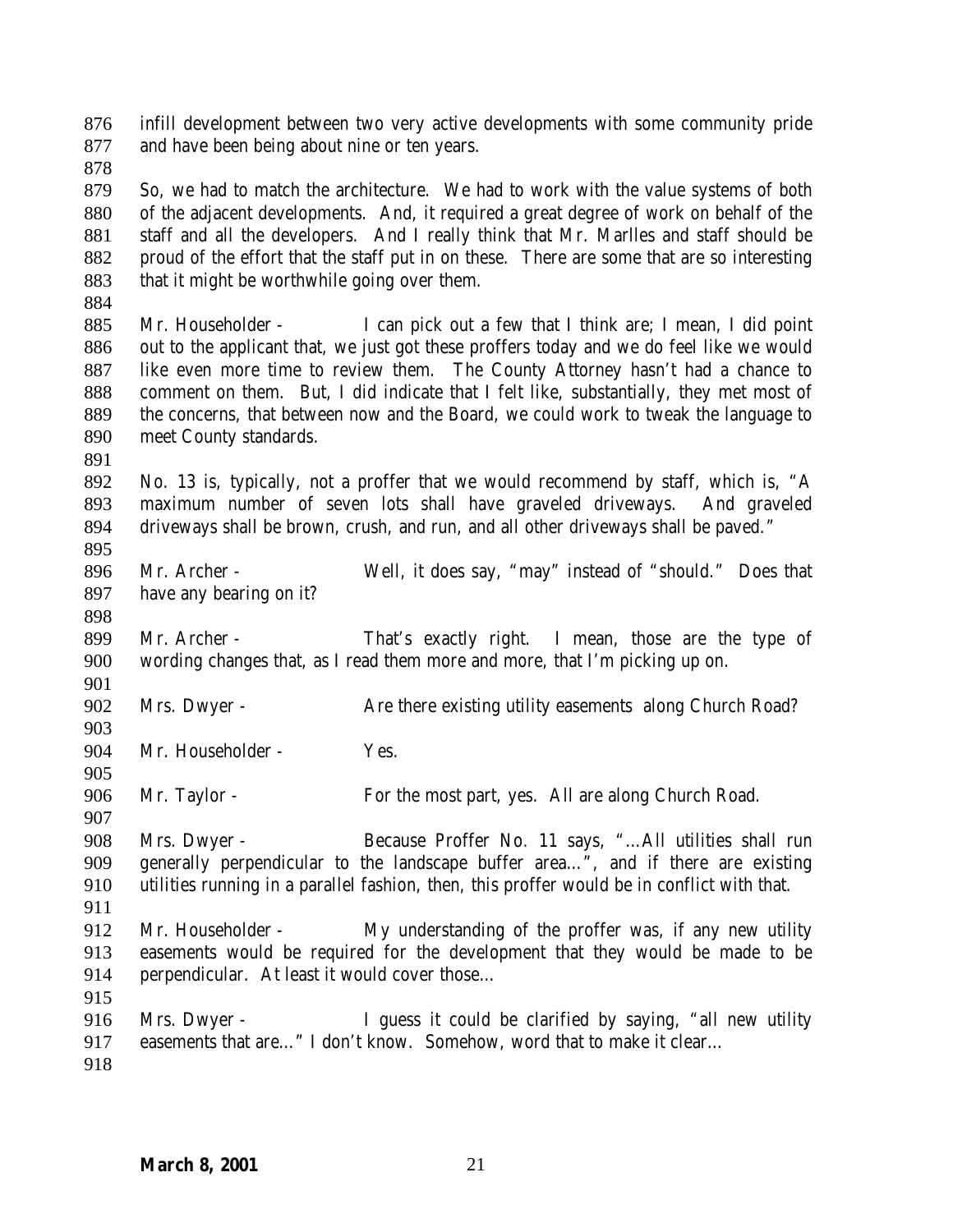infill development between two very active developments with some community pride and have been being about nine or ten years.

So, we had to match the architecture. We had to work with the value systems of both of the adjacent developments. And, it required a great degree of work on behalf of the staff and all the developers. And I really think that Mr. Marlles and staff should be proud of the effort that the staff put in on these. There are some that are so interesting that it might be worthwhile going over them.

Mr. Householder - I can pick out a few that I think are; I mean, I did point out to the applicant that, we just got these proffers today and we do feel like we would like even more time to review them. The County Attorney hasn't had a chance to comment on them. But, I did indicate that I felt like, substantially, they met most of the concerns, that between now and the Board, we could work to tweak the language to meet County standards.

No. 13 is, typically, not a proffer that we would recommend by staff, which is, "A maximum number of seven lots shall have graveled driveways. And graveled driveways shall be brown, crush, and run, and all other driveways shall be paved."

Mr. Archer - Well, it does say, "may" instead of "should." Does that have any bearing on it?

Mr. Archer - That's exactly right. I mean, those are the type of wording changes that, as I read them more and more, that I'm picking up on.

Mrs. Dwyer - Are there existing utility easements along Church Road?

Mr. Householder - Yes.

Mr. Taylor - For the most part, yes. All are along Church Road.

Mrs. Dwyer - Because Proffer No. 11 says, "…All utilities shall run generally perpendicular to the landscape buffer area…", and if there are existing utilities running in a parallel fashion, then, this proffer would be in conflict with that.

Mr. Householder - My understanding of the proffer was, if any new utility easements would be required for the development that they would be made to be perpendicular. At least it would cover those…

Mrs. Dwyer - I guess it could be clarified by saying, "all new utility easements that are…" I don't know. Somehow, word that to make it clear…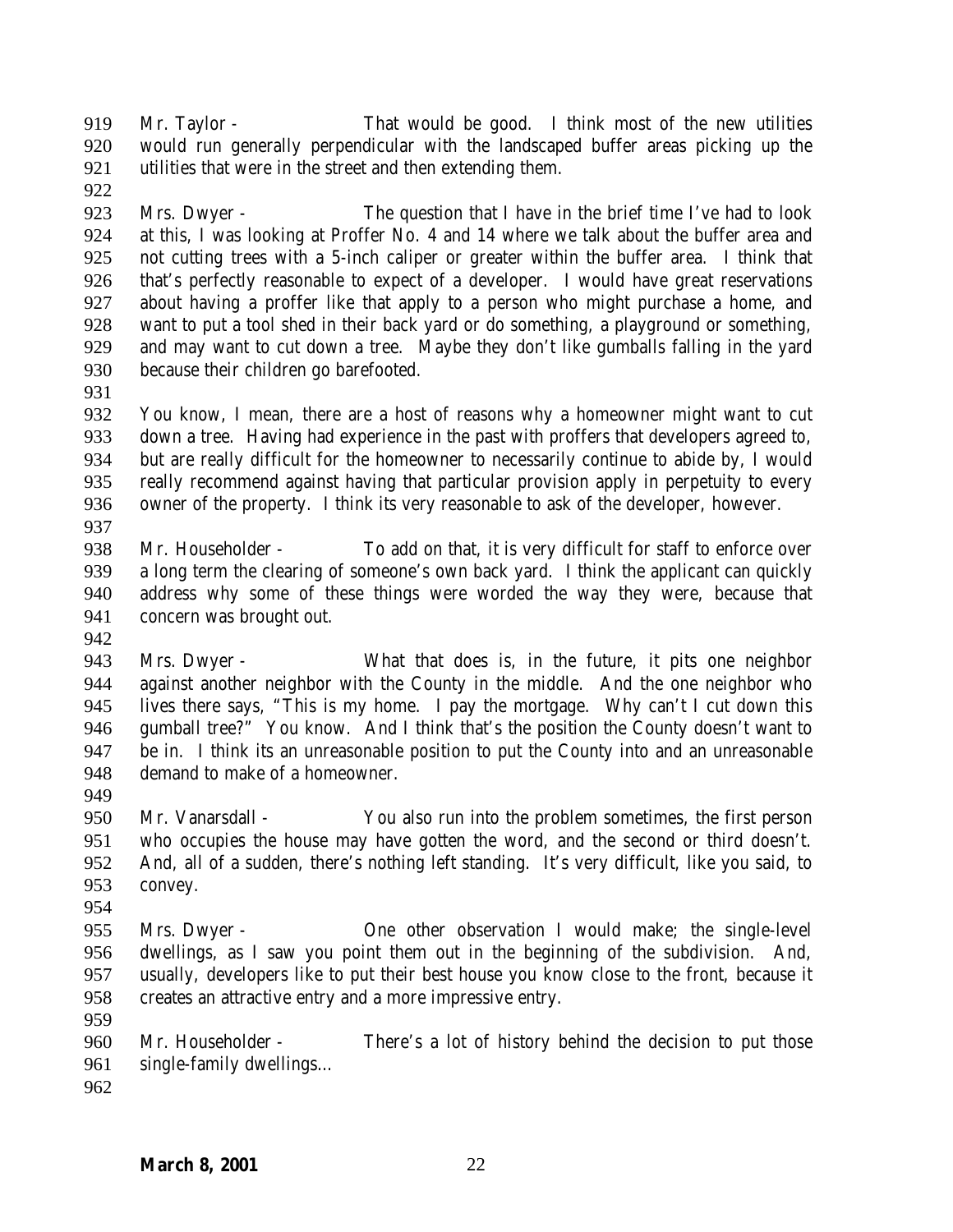Mr. Taylor - That would be good. I think most of the new utilities would run generally perpendicular with the landscaped buffer areas picking up the utilities that were in the street and then extending them.

Mrs. Dwyer - The question that I have in the brief time I've had to look at this, I was looking at Proffer No. 4 and 14 where we talk about the buffer area and not cutting trees with a 5-inch caliper or greater within the buffer area. I think that that's perfectly reasonable to expect of a developer. I would have great reservations about having a proffer like that apply to a person who might purchase a home, and want to put a tool shed in their back yard or do something, a playground or something, and may want to cut down a tree. Maybe they don't like gumballs falling in the yard because their children go barefooted.

You know, I mean, there are a host of reasons why a homeowner might want to cut down a tree. Having had experience in the past with proffers that developers agreed to, but are really difficult for the homeowner to necessarily continue to abide by, I would really recommend against having that particular provision apply in perpetuity to every owner of the property. I think its very reasonable to ask of the developer, however.

Mr. Householder - To add on that, it is very difficult for staff to enforce over a long term the clearing of someone's own back yard. I think the applicant can quickly address why some of these things were worded the way they were, because that concern was brought out.

Mrs. Dwyer - What that does is, in the future, it pits one neighbor against another neighbor with the County in the middle. And the one neighbor who lives there says, "This is my home. I pay the mortgage. Why can't I cut down this gumball tree?" You know. And I think that's the position the County doesn't want to be in. I think its an unreasonable position to put the County into and an unreasonable demand to make of a homeowner.

Mr. Vanarsdall - You also run into the problem sometimes, the first person who occupies the house may have gotten the word, and the second or third doesn't. And, all of a sudden, there's nothing left standing. It's very difficult, like you said, to convey.

Mrs. Dwyer - One other observation I would make; the single-level dwellings, as I saw you point them out in the beginning of the subdivision. And, usually, developers like to put their best house you know close to the front, because it creates an attractive entry and a more impressive entry.

Mr. Householder - There's a lot of history behind the decision to put those single-family dwellings…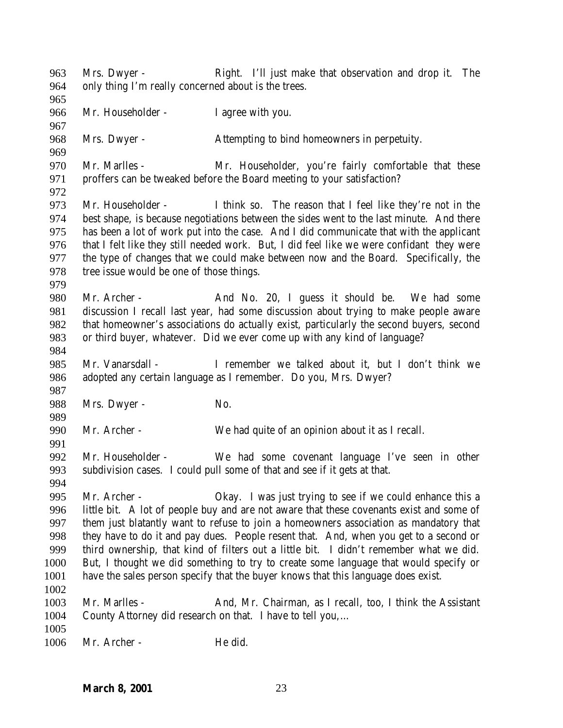963 Mrs. Dwyer - Right. I'll just make that observation and drop it. The
964 only thing I'm really concerned about is the trees.

965

966 Mr. Householder - I agree with you.

967

968 Mrs. Dwyer - Attempting to bind homeowners in perpetuity.

969

970 Mr. Marlles - Mr. Householder, you're fairly comfortable that these
971 proffers can be tweaked before the Board meeting to your satisfaction?

972

973 Mr. Householder - I think so. The reason that I feel like they're not in the
974 best shape, is because negotiations between the sides went to the last minute. And there
975 has been a lot of work put into the case. And I did communicate that with the applicant
976 that I felt like they still needed work. But, I did feel like we were confidant they were
977 the type of changes that we could make between now and the Board. Specifically, the
978 tree issue would be one of those things.

979

980 Mr. Archer - And No. 20, I guess it should be. We had some
981 discussion I recall last year, had some discussion about trying to make people aware
982 that homeowner's associations do actually exist, particularly the second buyers, second
983 or third buyer, whatever. Did we ever come up with any kind of language?

984

985 Mr. Vanarsdall - I remember we talked about it, but I don't think we
986 adopted any certain language as I remember. Do you, Mrs. Dwyer?

987

988 Mrs. Dwyer - No.

989

990 Mr. Archer - We had quite of an opinion about it as I recall.

991

992 Mr. Householder - We had some covenant language I've seen in other
993 subdivision cases. I could pull some of that and see if it gets at that.

994

995 Mr. Archer - Okay. I was just trying to see if we could enhance this a
996 little bit. A lot of people buy and are not aware that these covenants exist and some of
997 them just blatantly want to refuse to join a homeowners association as mandatory that
998 they have to do it and pay dues. People resent that. And, when you get to a second or
999 third ownership, that kind of filters out a little bit. I didn't remember what we did.
1000 But, I thought we did something to try to create some language that would specify or
1001 have the sales person specify that the buyer knows that this language does exist.

1002

1003 Mr. Marlles - And, Mr. Chairman, as I recall, too, I think the Assistant
1004 County Attorney did research on that. I have to tell you,…

1005

1006 Mr. Archer - He did.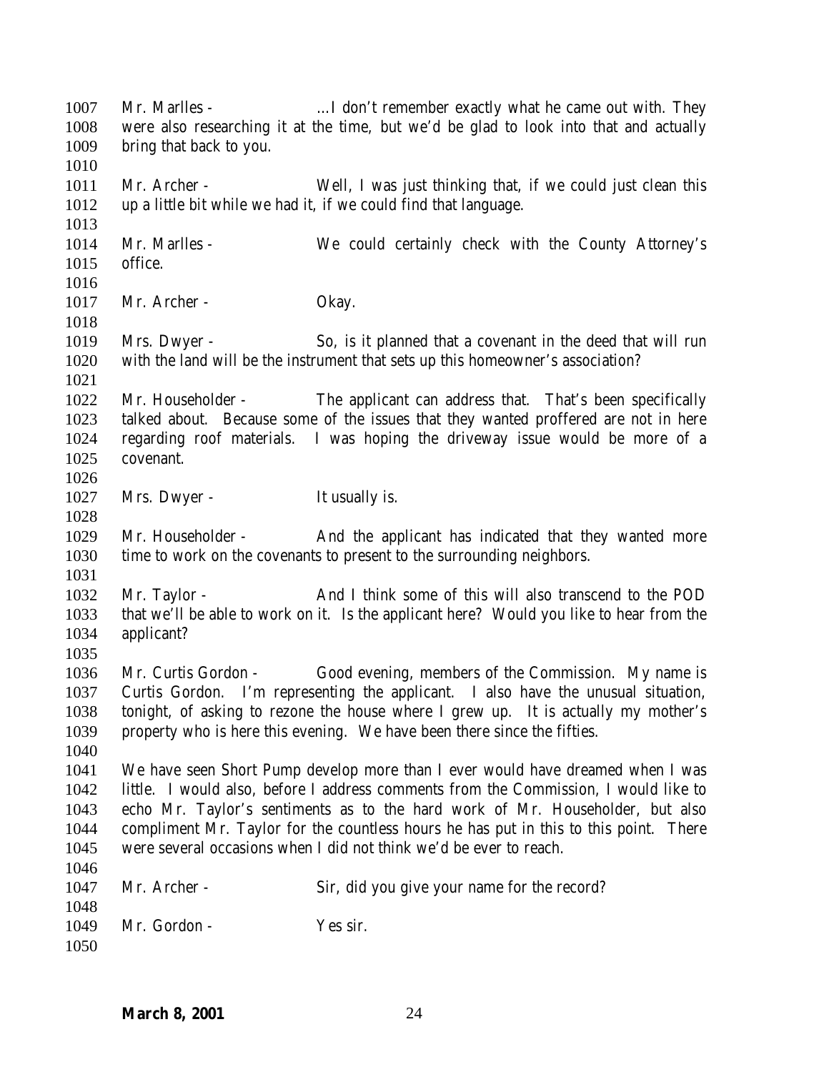Mr. Marlles - …I don't remember exactly what he came out with. They were also researching it at the time, but we'd be glad to look into that and actually bring that back to you.

Mr. Archer - Well, I was just thinking that, if we could just clean this up a little bit while we had it, if we could find that language.

Mr. Marlles - We could certainly check with the County Attorney's office.

Mr. Archer - Okay.

Mrs. Dwyer - So, is it planned that a covenant in the deed that will run with the land will be the instrument that sets up this homeowner's association?

Mr. Householder - The applicant can address that. That's been specifically talked about. Because some of the issues that they wanted proffered are not in here regarding roof materials. I was hoping the driveway issue would be more of a covenant.

Mrs. Dwyer - It usually is.

Mr. Householder - And the applicant has indicated that they wanted more time to work on the covenants to present to the surrounding neighbors.

Mr. Taylor - And I think some of this will also transcend to the POD that we'll be able to work on it. Is the applicant here? Would you like to hear from the applicant?

Mr. Curtis Gordon - Good evening, members of the Commission. My name is Curtis Gordon. I'm representing the applicant. I also have the unusual situation, tonight, of asking to rezone the house where I grew up. It is actually my mother's property who is here this evening. We have been there since the fifties.

We have seen Short Pump develop more than I ever would have dreamed when I was little. I would also, before I address comments from the Commission, I would like to echo Mr. Taylor's sentiments as to the hard work of Mr. Householder, but also compliment Mr. Taylor for the countless hours he has put in this to this point. There were several occasions when I did not think we'd be ever to reach.

Mr. Archer - Sir, did you give your name for the record?

Mr. Gordon - Yes sir.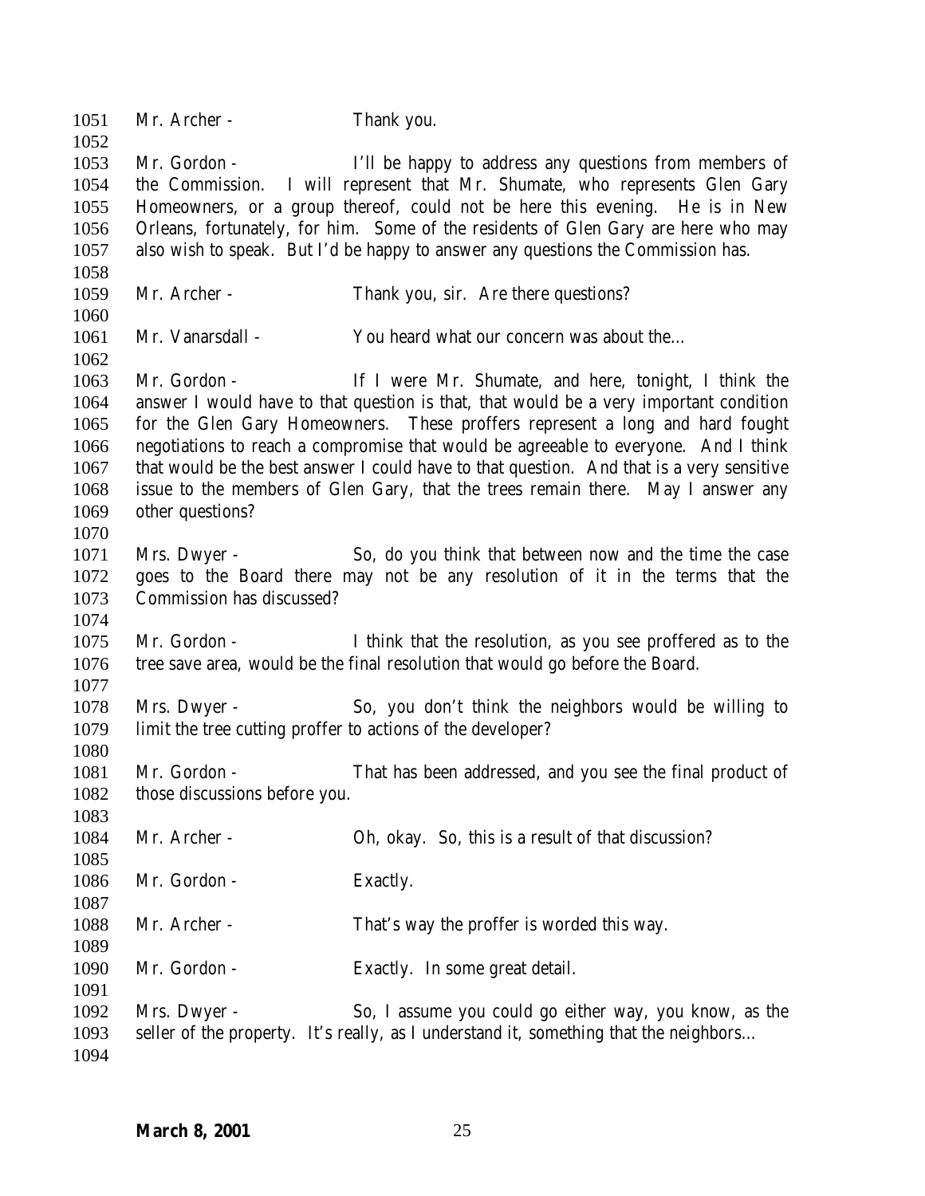1051 Mr. Archer - Thank you.

1052

1053 Mr. Gordon - I'll be happy to address any questions from members of
1054 the Commission. I will represent that Mr. Shumate, who represents Glen Gary
1055 Homeowners, or a group thereof, could not be here this evening. He is in New
1056 Orleans, fortunately, for him. Some of the residents of Glen Gary are here who may
1057 also wish to speak. But I'd be happy to answer any questions the Commission has.

1058

1059 Mr. Archer - Thank you, sir. Are there questions?

1060

1061 Mr. Vanarsdall - You heard what our concern was about the…

1062

1063 Mr. Gordon - If I were Mr. Shumate, and here, tonight, I think the
1064 answer I would have to that question is that, that would be a very important condition
1065 for the Glen Gary Homeowners. These proffers represent a long and hard fought
1066 negotiations to reach a compromise that would be agreeable to everyone. And I think
1067 that would be the best answer I could have to that question. And that is a very sensitive
1068 issue to the members of Glen Gary, that the trees remain there. May I answer any
1069 other questions?

1070

1071 Mrs. Dwyer - So, do you think that between now and the time the case
1072 goes to the Board there may not be any resolution of it in the terms that the
1073 Commission has discussed?

1074

1075 Mr. Gordon - I think that the resolution, as you see proffered as to the
1076 tree save area, would be the final resolution that would go before the Board.

1077

1078 Mrs. Dwyer - So, you don't think the neighbors would be willing to
1079 limit the tree cutting proffer to actions of the developer?

1080

1081 Mr. Gordon - That has been addressed, and you see the final product of
1082 those discussions before you.

1083

1084 Mr. Archer - Oh, okay. So, this is a result of that discussion?

1085

1086 Mr. Gordon - Exactly.

1087

1088 Mr. Archer - That's way the proffer is worded this way.

1089

1090 Mr. Gordon - Exactly. In some great detail.

1091

1092 Mrs. Dwyer - So, I assume you could go either way, you know, as the
1093 seller of the property. It's really, as I understand it, something that the neighbors…

1094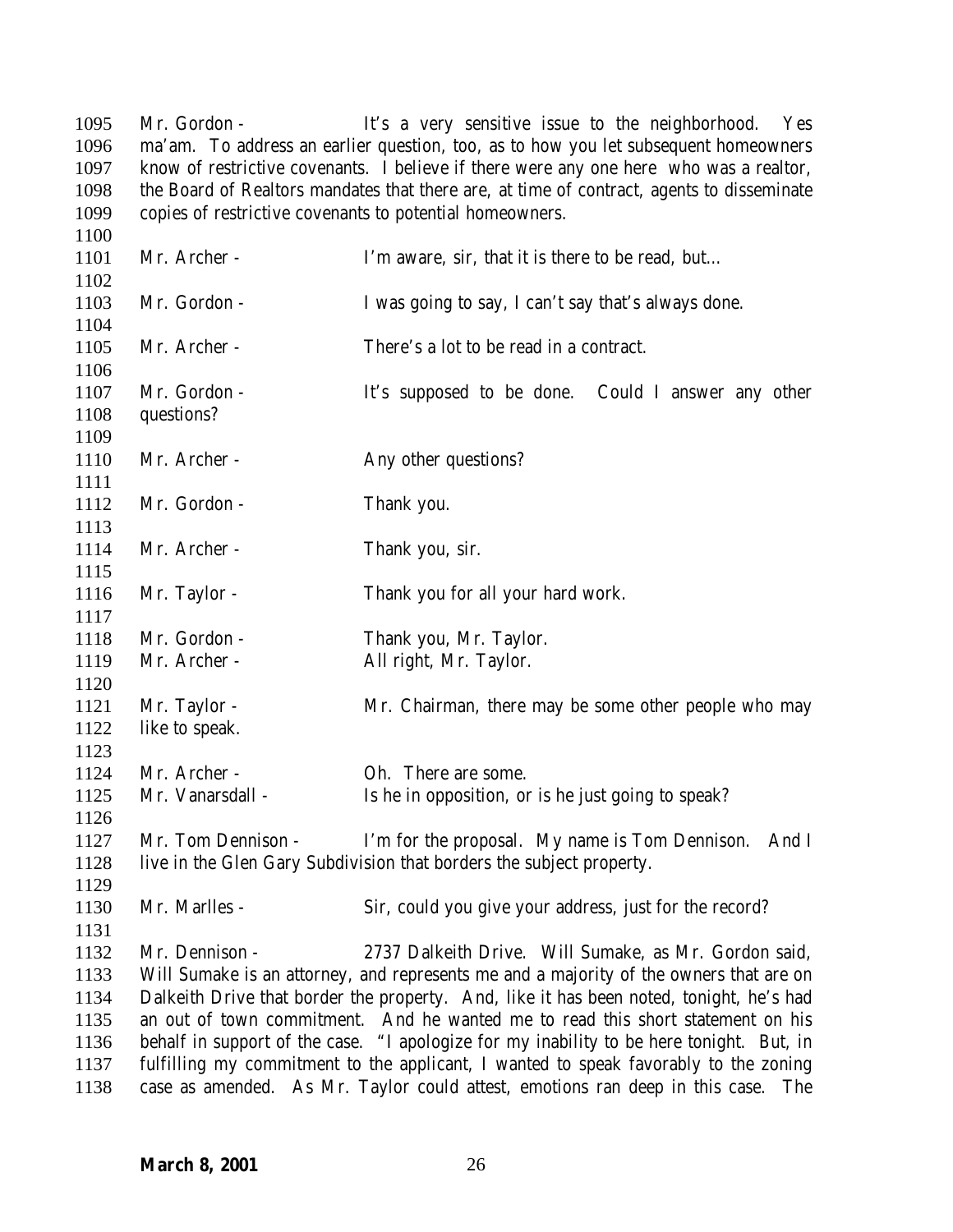1095 Mr. Gordon - It's a very sensitive issue to the neighborhood. Yes
1096 ma'am. To address an earlier question, too, as to how you let subsequent homeowners
1097 know of restrictive covenants. I believe if there were any one here who was a realtor,
1098 the Board of Realtors mandates that there are, at time of contract, agents to disseminate
1099 copies of restrictive covenants to potential homeowners.
1100
1101 Mr. Archer - I'm aware, sir, that it is there to be read, but…
1102
1103 Mr. Gordon - I was going to say, I can't say that's always done.
1104
1105 Mr. Archer - There's a lot to be read in a contract.
1106
1107 Mr. Gordon - It's supposed to be done. Could I answer any other
1108 questions?
1109
1110 Mr. Archer - Any other questions?
1111
1112 Mr. Gordon - Thank you.
1113
1114 Mr. Archer - Thank you, sir.
1115
1116 Mr. Taylor - Thank you for all your hard work.
1117
1118 Mr. Gordon - Thank you, Mr. Taylor.
1119 Mr. Archer - All right, Mr. Taylor.
1120
1121 Mr. Taylor - Mr. Chairman, there may be some other people who may
1122 like to speak.
1123
1124 Mr. Archer - Oh. There are some.
1125 Mr. Vanarsdall - Is he in opposition, or is he just going to speak?
1126
1127 Mr. Tom Dennison - I'm for the proposal. My name is Tom Dennison. And I
1128 live in the Glen Gary Subdivision that borders the subject property.
1129
1130 Mr. Marlles - Sir, could you give your address, just for the record?
1131
1132 Mr. Dennison - 2737 Dalkeith Drive. Will Sumake, as Mr. Gordon said,
1133 Will Sumake is an attorney, and represents me and a majority of the owners that are on
1134 Dalkeith Drive that border the property. And, like it has been noted, tonight, he's had
1135 an out of town commitment. And he wanted me to read this short statement on his
1136 behalf in support of the case. "I apologize for my inability to be here tonight. But, in
1137 fulfilling my commitment to the applicant, I wanted to speak favorably to the zoning
1138 case as amended. As Mr. Taylor could attest, emotions ran deep in this case. The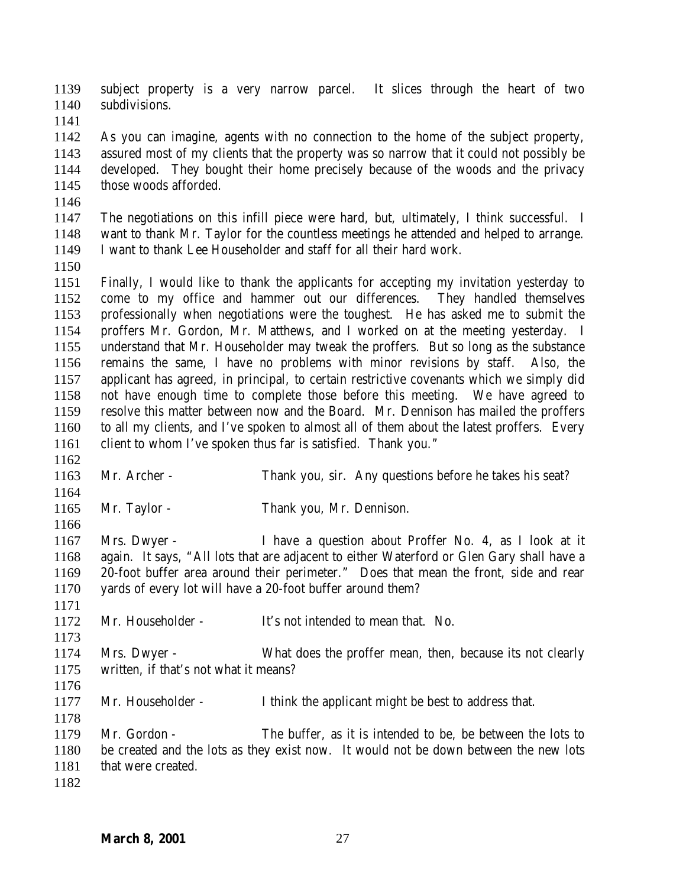subject property is a very narrow parcel. It slices through the heart of two subdivisions.

As you can imagine, agents with no connection to the home of the subject property, assured most of my clients that the property was so narrow that it could not possibly be developed. They bought their home precisely because of the woods and the privacy those woods afforded.

The negotiations on this infill piece were hard, but, ultimately, I think successful. I want to thank Mr. Taylor for the countless meetings he attended and helped to arrange. I want to thank Lee Householder and staff for all their hard work.

Finally, I would like to thank the applicants for accepting my invitation yesterday to come to my office and hammer out our differences. They handled themselves professionally when negotiations were the toughest. He has asked me to submit the proffers Mr. Gordon, Mr. Matthews, and I worked on at the meeting yesterday. I understand that Mr. Householder may tweak the proffers. But so long as the substance remains the same, I have no problems with minor revisions by staff. Also, the applicant has agreed, in principal, to certain restrictive covenants which we simply did not have enough time to complete those before this meeting. We have agreed to resolve this matter between now and the Board. Mr. Dennison has mailed the proffers to all my clients, and I've spoken to almost all of them about the latest proffers. Every client to whom I've spoken thus far is satisfied. Thank you."

Mr. Archer - Thank you, sir. Any questions before he takes his seat?

Mr. Taylor - Thank you, Mr. Dennison.

Mrs. Dwyer - I have a question about Proffer No. 4, as I look at it again. It says, "All lots that are adjacent to either Waterford or Glen Gary shall have a 20-foot buffer area around their perimeter." Does that mean the front, side and rear yards of every lot will have a 20-foot buffer around them?

Mr. Householder - It's not intended to mean that. No.

Mrs. Dwyer - What does the proffer mean, then, because its not clearly written, if that's not what it means?

Mr. Householder - I think the applicant might be best to address that.

Mr. Gordon - The buffer, as it is intended to be, be between the lots to be created and the lots as they exist now. It would not be down between the new lots that were created.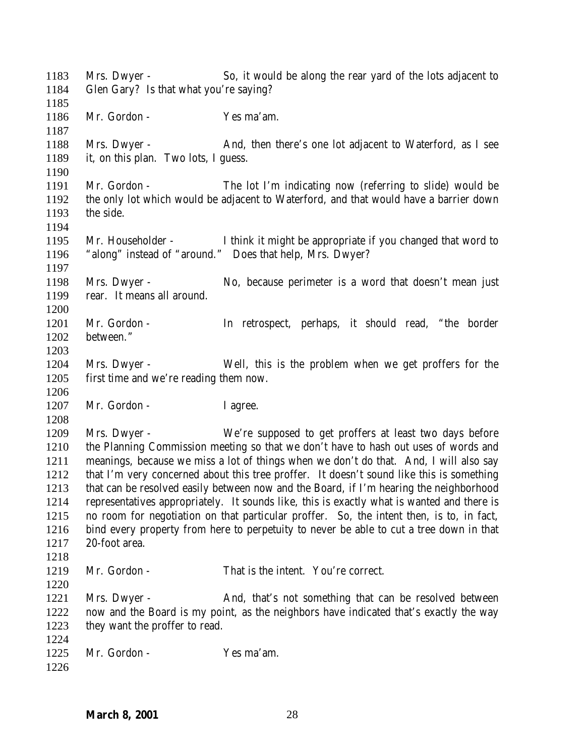1183 Mrs. Dwyer - So, it would be along the rear yard of the lots adjacent to
1184 Glen Gary? Is that what you're saying?
1185
1186 Mr. Gordon - Yes ma'am.
1187
1188 Mrs. Dwyer - And, then there's one lot adjacent to Waterford, as I see
1189 it, on this plan. Two lots, I guess.
1190
1191 Mr. Gordon - The lot I'm indicating now (referring to slide) would be
1192 the only lot which would be adjacent to Waterford, and that would have a barrier down
1193 the side.
1194
1195 Mr. Householder - I think it might be appropriate if you changed that word to
1196 "along" instead of "around." Does that help, Mrs. Dwyer?
1197
1198 Mrs. Dwyer - No, because perimeter is a word that doesn't mean just
1199 rear. It means all around.
1200
1201 Mr. Gordon - In retrospect, perhaps, it should read, "the border
1202 between."
1203
1204 Mrs. Dwyer - Well, this is the problem when we get proffers for the
1205 first time and we're reading them now.
1206
1207 Mr. Gordon - I agree.
1208
1209 Mrs. Dwyer - We're supposed to get proffers at least two days before
1210 the Planning Commission meeting so that we don't have to hash out uses of words and
1211 meanings, because we miss a lot of things when we don't do that. And, I will also say
1212 that I'm very concerned about this tree proffer. It doesn't sound like this is something
1213 that can be resolved easily between now and the Board, if I'm hearing the neighborhood
1214 representatives appropriately. It sounds like, this is exactly what is wanted and there is
1215 no room for negotiation on that particular proffer. So, the intent then, is to, in fact,
1216 bind every property from here to perpetuity to never be able to cut a tree down in that
1217 20-foot area.
1218
1219 Mr. Gordon - That is the intent. You're correct.
1220
1221 Mrs. Dwyer - And, that's not something that can be resolved between
1222 now and the Board is my point, as the neighbors have indicated that's exactly the way
1223 they want the proffer to read.
1224
1225 Mr. Gordon - Yes ma'am.
1226

**March 8, 2001**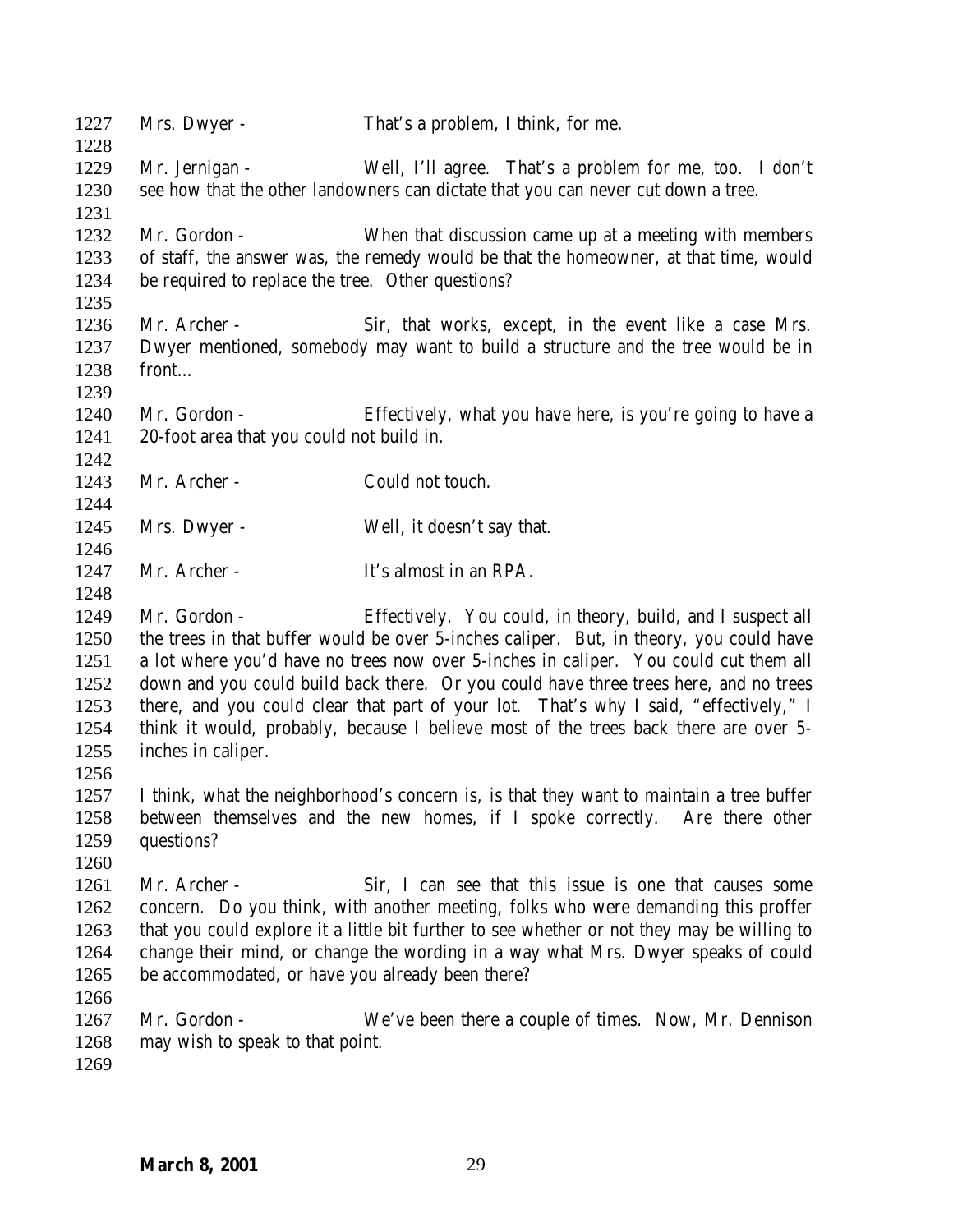Mrs. Dwyer - That's a problem, I think, for me.

Mr. Jernigan - Well, I'll agree. That's a problem for me, too. I don't see how that the other landowners can dictate that you can never cut down a tree.

Mr. Gordon - When that discussion came up at a meeting with members of staff, the answer was, the remedy would be that the homeowner, at that time, would be required to replace the tree. Other questions?

Mr. Archer - Sir, that works, except, in the event like a case Mrs. Dwyer mentioned, somebody may want to build a structure and the tree would be in front…

Mr. Gordon - Effectively, what you have here, is you're going to have a 20-foot area that you could not build in.

Mr. Archer - Could not touch.

Mrs. Dwyer - Well, it doesn't say that.

Mr. Archer - It's almost in an RPA.

Mr. Gordon - Effectively. You could, in theory, build, and I suspect all the trees in that buffer would be over 5-inches caliper. But, in theory, you could have a lot where you'd have no trees now over 5-inches in caliper. You could cut them all down and you could build back there. Or you could have three trees here, and no trees there, and you could clear that part of your lot. That's why I said, "effectively," I think it would, probably, because I believe most of the trees back there are over 5-inches in caliper.

I think, what the neighborhood's concern is, is that they want to maintain a tree buffer between themselves and the new homes, if I spoke correctly. Are there other questions?

Mr. Archer - Sir, I can see that this issue is one that causes some concern. Do you think, with another meeting, folks who were demanding this proffer that you could explore it a little bit further to see whether or not they may be willing to change their mind, or change the wording in a way what Mrs. Dwyer speaks of could be accommodated, or have you already been there?

Mr. Gordon - We've been there a couple of times. Now, Mr. Dennison may wish to speak to that point.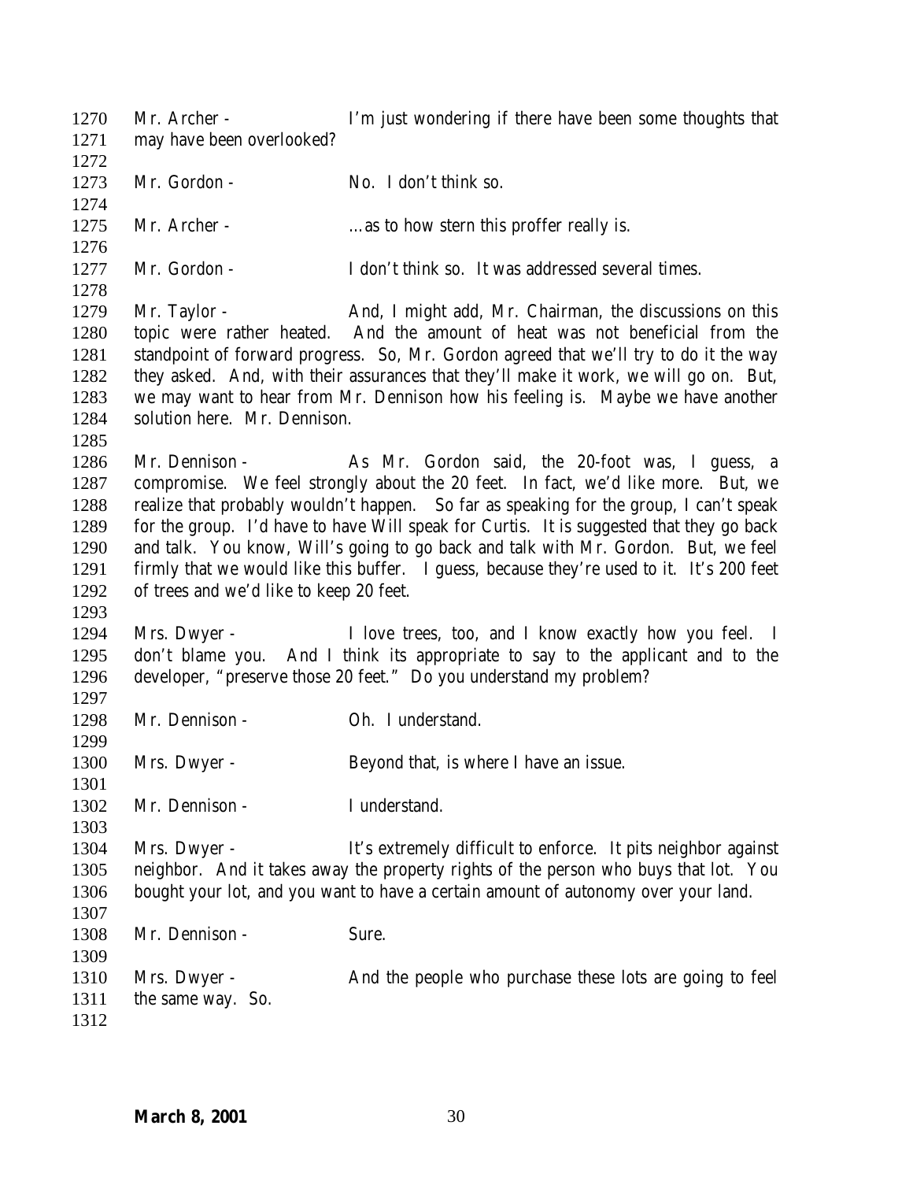1270 Mr. Archer - I'm just wondering if there have been some thoughts that
1271 may have been overlooked?
1272
1273 Mr. Gordon - No. I don't think so.
1274
1275 Mr. Archer - …as to how stern this proffer really is.
1276
1277 Mr. Gordon - I don't think so. It was addressed several times.
1278
1279 Mr. Taylor - And, I might add, Mr. Chairman, the discussions on this
1280 topic were rather heated. And the amount of heat was not beneficial from the
1281 standpoint of forward progress. So, Mr. Gordon agreed that we'll try to do it the way
1282 they asked. And, with their assurances that they'll make it work, we will go on. But,
1283 we may want to hear from Mr. Dennison how his feeling is. Maybe we have another
1284 solution here. Mr. Dennison.
1285
1286 Mr. Dennison - As Mr. Gordon said, the 20-foot was, I guess, a
1287 compromise. We feel strongly about the 20 feet. In fact, we'd like more. But, we
1288 realize that probably wouldn't happen. So far as speaking for the group, I can't speak
1289 for the group. I'd have to have Will speak for Curtis. It is suggested that they go back
1290 and talk. You know, Will's going to go back and talk with Mr. Gordon. But, we feel
1291 firmly that we would like this buffer. I guess, because they're used to it. It's 200 feet
1292 of trees and we'd like to keep 20 feet.
1293
1294 Mrs. Dwyer - I love trees, too, and I know exactly how you feel. I
1295 don't blame you. And I think its appropriate to say to the applicant and to the
1296 developer, "preserve those 20 feet." Do you understand my problem?
1297
1298 Mr. Dennison - Oh. I understand.
1299
1300 Mrs. Dwyer - Beyond that, is where I have an issue.
1301
1302 Mr. Dennison - I understand.
1303
1304 Mrs. Dwyer - It's extremely difficult to enforce. It pits neighbor against
1305 neighbor. And it takes away the property rights of the person who buys that lot. You
1306 bought your lot, and you want to have a certain amount of autonomy over your land.
1307
1308 Mr. Dennison - Sure.
1309
1310 Mrs. Dwyer - And the people who purchase these lots are going to feel
1311 the same way. So.
1312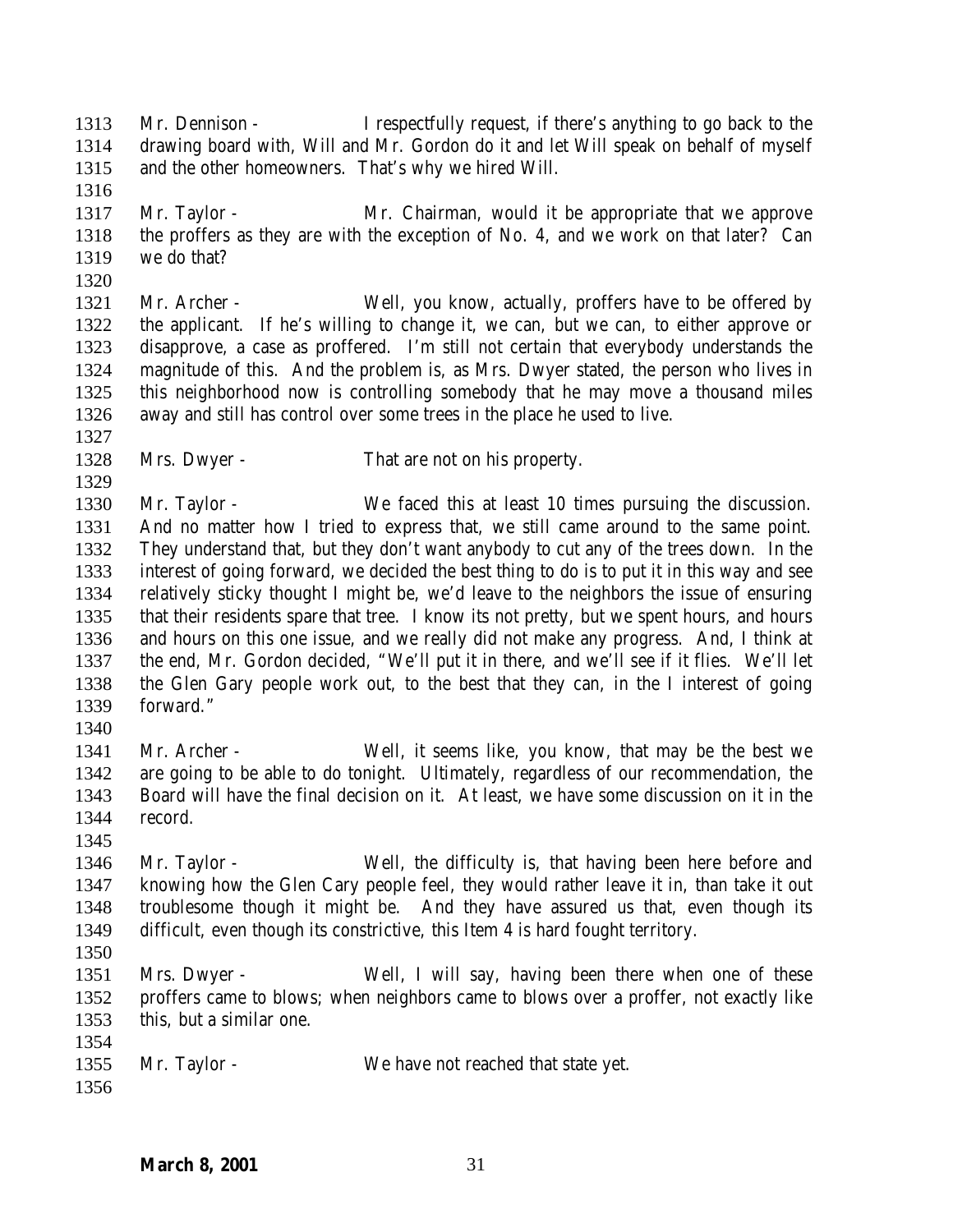Mr. Dennison - I respectfully request, if there's anything to go back to the drawing board with, Will and Mr. Gordon do it and let Will speak on behalf of myself and the other homeowners. That's why we hired Will.

Mr. Taylor - Mr. Chairman, would it be appropriate that we approve the proffers as they are with the exception of No. 4, and we work on that later? Can we do that?

Mr. Archer - Well, you know, actually, proffers have to be offered by the applicant. If he's willing to change it, we can, but we can, to either approve or disapprove, a case as proffered. I'm still not certain that everybody understands the magnitude of this. And the problem is, as Mrs. Dwyer stated, the person who lives in this neighborhood now is controlling somebody that he may move a thousand miles away and still has control over some trees in the place he used to live.

Mrs. Dwyer - That are not on his property.

Mr. Taylor - We faced this at least 10 times pursuing the discussion. And no matter how I tried to express that, we still came around to the same point. They understand that, but they don't want anybody to cut any of the trees down. In the interest of going forward, we decided the best thing to do is to put it in this way and see relatively sticky thought I might be, we'd leave to the neighbors the issue of ensuring that their residents spare that tree. I know its not pretty, but we spent hours, and hours and hours on this one issue, and we really did not make any progress. And, I think at the end, Mr. Gordon decided, "We'll put it in there, and we'll see if it flies. We'll let the Glen Gary people work out, to the best that they can, in the I interest of going forward."

Mr. Archer - Well, it seems like, you know, that may be the best we are going to be able to do tonight. Ultimately, regardless of our recommendation, the Board will have the final decision on it. At least, we have some discussion on it in the record.

Mr. Taylor - Well, the difficulty is, that having been here before and knowing how the Glen Cary people feel, they would rather leave it in, than take it out troublesome though it might be. And they have assured us that, even though its difficult, even though its constrictive, this Item 4 is hard fought territory.

Mrs. Dwyer - Well, I will say, having been there when one of these proffers came to blows; when neighbors came to blows over a proffer, not exactly like this, but a similar one.

Mr. Taylor - We have not reached that state yet.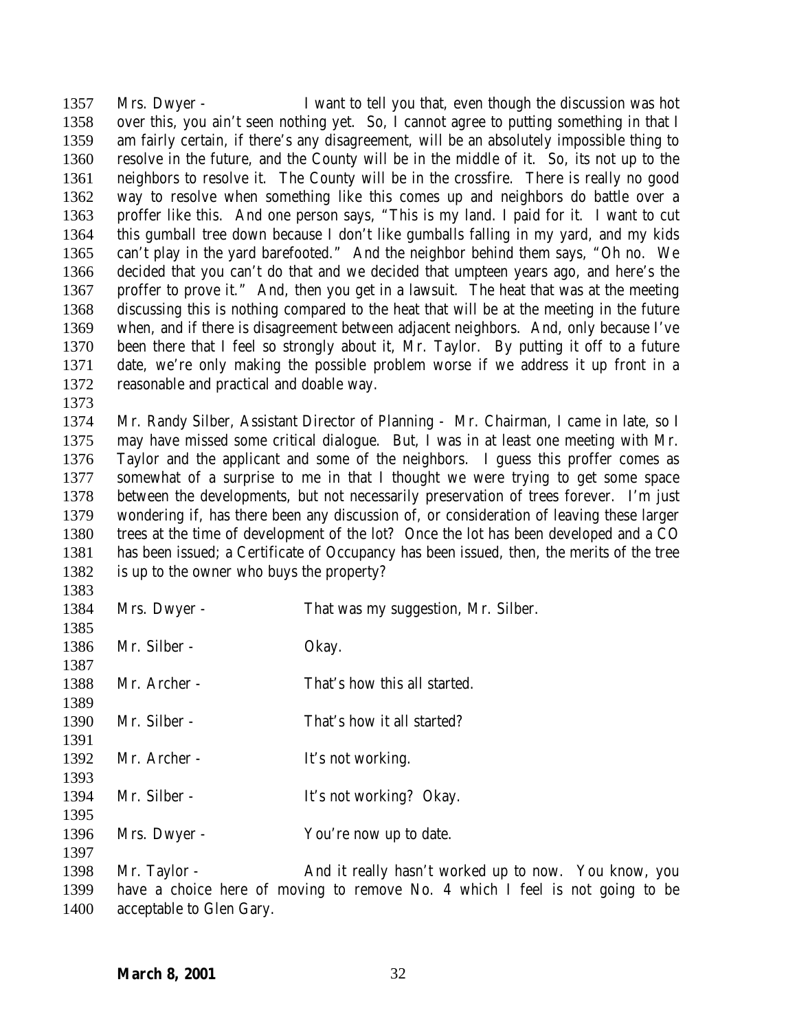1357 Mrs. Dwyer - I want to tell you that, even though the discussion was hot over this, you ain't seen nothing yet. So, I cannot agree to putting something in that I am fairly certain, if there's any disagreement, will be an absolutely impossible thing to resolve in the future, and the County will be in the middle of it. So, its not up to the neighbors to resolve it. The County will be in the crossfire. There is really no good way to resolve when something like this comes up and neighbors do battle over a proffer like this. And one person says, "This is my land. I paid for it. I want to cut this gumball tree down because I don't like gumballs falling in my yard, and my kids can't play in the yard barefooted." And the neighbor behind them says, "Oh no. We decided that you can't do that and we decided that umpteen years ago, and here's the proffer to prove it." And, then you get in a lawsuit. The heat that was at the meeting discussing this is nothing compared to the heat that will be at the meeting in the future when, and if there is disagreement between adjacent neighbors. And, only because I've been there that I feel so strongly about it, Mr. Taylor. By putting it off to a future date, we're only making the possible problem worse if we address it up front in a reasonable and practical and doable way.

1374 Mr. Randy Silber, Assistant Director of Planning - Mr. Chairman, I came in late, so I may have missed some critical dialogue. But, I was in at least one meeting with Mr. Taylor and the applicant and some of the neighbors. I guess this proffer comes as somewhat of a surprise to me in that I thought we were trying to get some space between the developments, but not necessarily preservation of trees forever. I'm just wondering if, has there been any discussion of, or consideration of leaving these larger trees at the time of development of the lot? Once the lot has been developed and a CO has been issued; a Certificate of Occupancy has been issued, then, the merits of the tree is up to the owner who buys the property?

1384 Mrs. Dwyer - That was my suggestion, Mr. Silber.

1386 Mr. Silber - Okay.

1388 Mr. Archer - That's how this all started.

1390 Mr. Silber - That's how it all started?

1392 Mr. Archer - It's not working.

1394 Mr. Silber - It's not working? Okay.

1396 Mrs. Dwyer - You're now up to date.

1398 Mr. Taylor - And it really hasn't worked up to now. You know, you have a choice here of moving to remove No. 4 which I feel is not going to be acceptable to Glen Gary.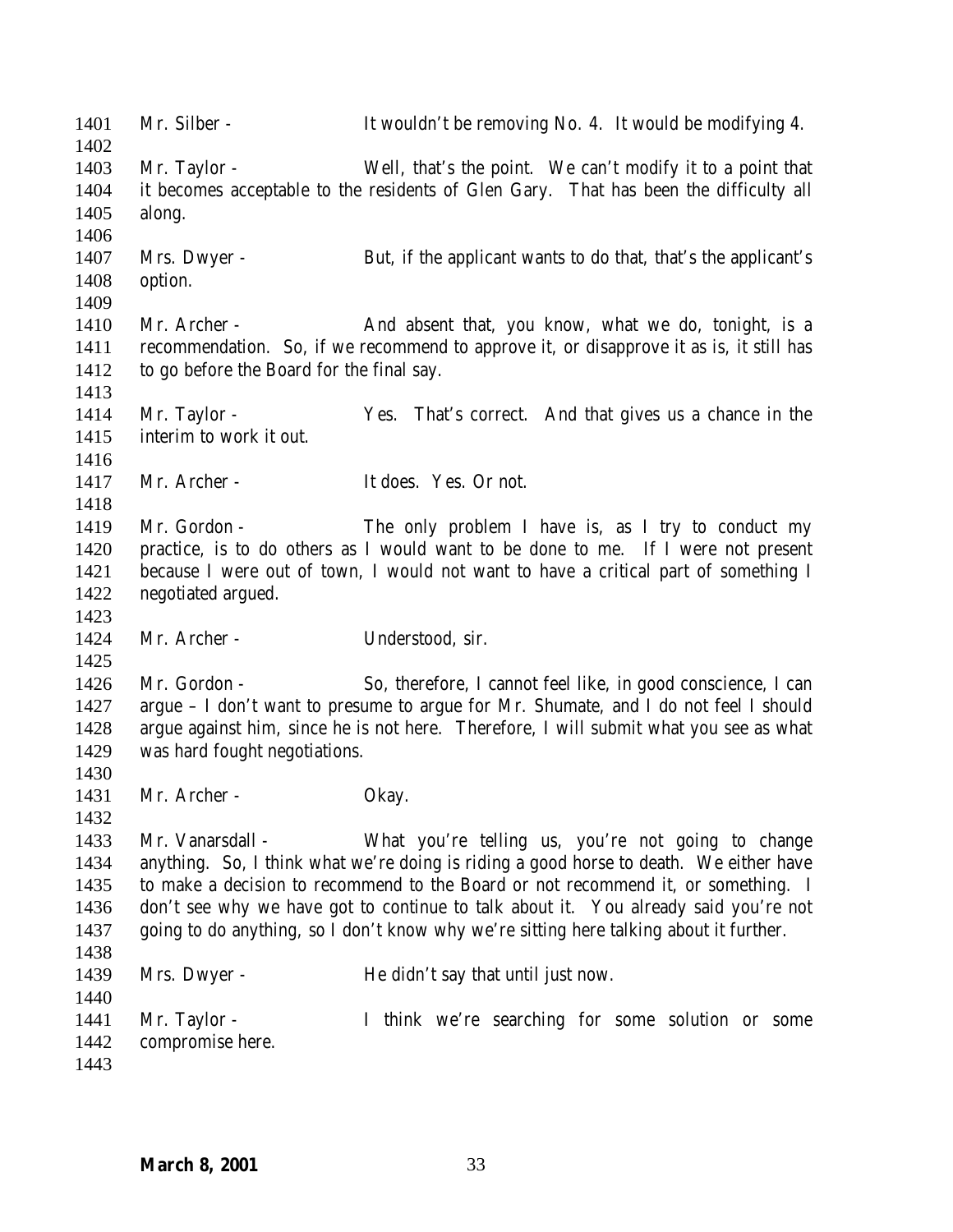1401 Mr. Silber - It wouldn't be removing No. 4. It would be modifying 4.

1402

1403 Mr. Taylor - Well, that's the point. We can't modify it to a point that
1404 it becomes acceptable to the residents of Glen Gary. That has been the difficulty all
1405 along.

1406

1407 Mrs. Dwyer - But, if the applicant wants to do that, that's the applicant's
1408 option.

1409

1410 Mr. Archer - And absent that, you know, what we do, tonight, is a
1411 recommendation. So, if we recommend to approve it, or disapprove it as is, it still has
1412 to go before the Board for the final say.

1413

1414 Mr. Taylor - Yes. That's correct. And that gives us a chance in the
1415 interim to work it out.

1416

1417 Mr. Archer - It does. Yes. Or not.

1418

1419 Mr. Gordon - The only problem I have is, as I try to conduct my
1420 practice, is to do others as I would want to be done to me. If I were not present
1421 because I were out of town, I would not want to have a critical part of something I
1422 negotiated argued.

1423

1424 Mr. Archer - Understood, sir.

1425

1426 Mr. Gordon - So, therefore, I cannot feel like, in good conscience, I can
1427 argue – I don't want to presume to argue for Mr. Shumate, and I do not feel I should
1428 argue against him, since he is not here. Therefore, I will submit what you see as what
1429 was hard fought negotiations.

1430

1431 Mr. Archer - Okay.

1432

1433 Mr. Vanarsdall - What you're telling us, you're not going to change
1434 anything. So, I think what we're doing is riding a good horse to death. We either have
1435 to make a decision to recommend to the Board or not recommend it, or something. I
1436 don't see why we have got to continue to talk about it. You already said you're not
1437 going to do anything, so I don't know why we're sitting here talking about it further.

1438

1439 Mrs. Dwyer - He didn't say that until just now.

1440

1441 Mr. Taylor - I think we're searching for some solution or some
1442 compromise here.

1443

**March 8, 2001**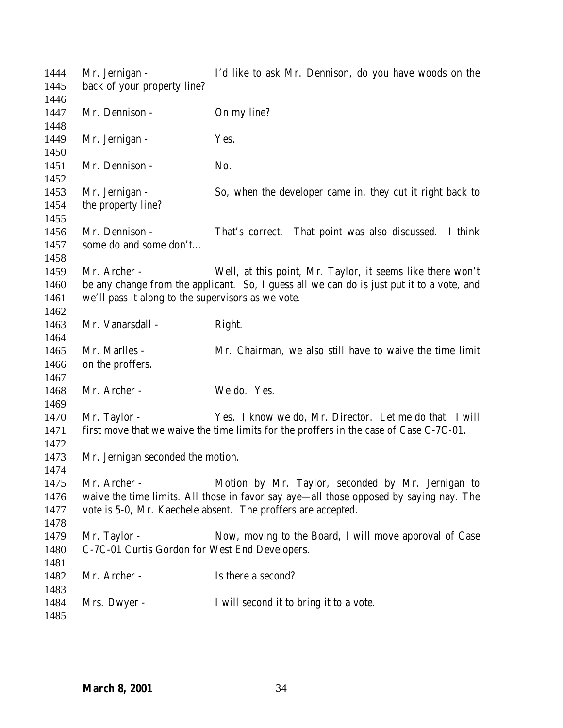1444 Mr. Jernigan - I'd like to ask Mr. Dennison, do you have woods on the
1445 back of your property line?
1446
1447 Mr. Dennison - On my line?
1448
1449 Mr. Jernigan - Yes.
1450
1451 Mr. Dennison - No.
1452
1453 Mr. Jernigan - So, when the developer came in, they cut it right back to
1454 the property line?
1455
1456 Mr. Dennison - That's correct. That point was also discussed. I think
1457 some do and some don't…
1458
1459 Mr. Archer - Well, at this point, Mr. Taylor, it seems like there won't
1460 be any change from the applicant. So, I guess all we can do is just put it to a vote, and
1461 we'll pass it along to the supervisors as we vote.
1462
1463 Mr. Vanarsdall - Right.
1464
1465 Mr. Marlles - Mr. Chairman, we also still have to waive the time limit
1466 on the proffers.
1467
1468 Mr. Archer - We do. Yes.
1469
1470 Mr. Taylor - Yes. I know we do, Mr. Director. Let me do that. I will
1471 first move that we waive the time limits for the proffers in the case of Case C-7C-01.
1472
1473 Mr. Jernigan seconded the motion.
1474
1475 Mr. Archer - Motion by Mr. Taylor, seconded by Mr. Jernigan to
1476 waive the time limits. All those in favor say aye—all those opposed by saying nay. The
1477 vote is 5-0, Mr. Kaechele absent. The proffers are accepted.
1478
1479 Mr. Taylor - Now, moving to the Board, I will move approval of Case
1480 C-7C-01 Curtis Gordon for West End Developers.
1481
1482 Mr. Archer - Is there a second?
1483
1484 Mrs. Dwyer - I will second it to bring it to a vote.
1485

**March 8, 2001**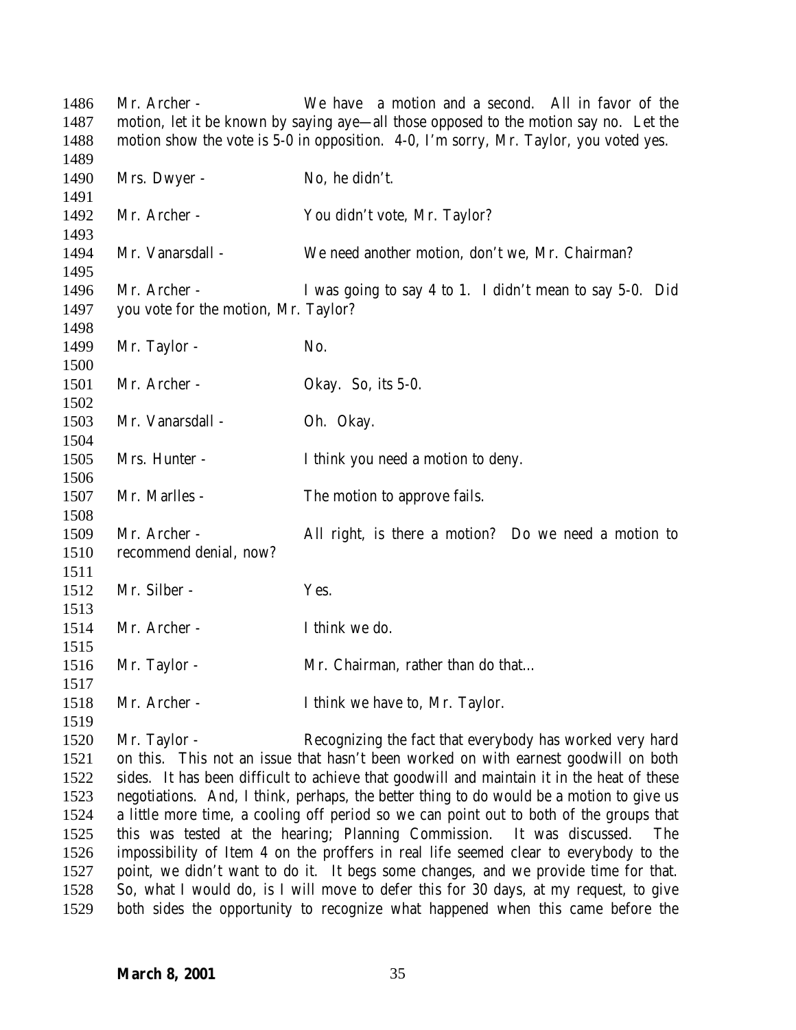Mr. Archer - We have a motion and a second. All in favor of the motion, let it be known by saying aye—all those opposed to the motion say no. Let the motion show the vote is 5-0 in opposition. 4-0, I'm sorry, Mr. Taylor, you voted yes.

Mrs. Dwyer - No, he didn't.

Mr. Archer - You didn't vote, Mr. Taylor?

Mr. Vanarsdall - We need another motion, don't we, Mr. Chairman?

Mr. Archer - I was going to say 4 to 1. I didn't mean to say 5-0. Did you vote for the motion, Mr. Taylor?

Mr. Taylor - No.

Mr. Archer - Okay. So, its 5-0.

Mr. Vanarsdall - Oh. Okay.

Mrs. Hunter - I think you need a motion to deny.

Mr. Marlles - The motion to approve fails.

Mr. Archer - All right, is there a motion? Do we need a motion to recommend denial, now?

Mr. Silber - Yes.

Mr. Archer - I think we do.

Mr. Taylor - Mr. Chairman, rather than do that…

Mr. Archer - I think we have to, Mr. Taylor.

Mr. Taylor - Recognizing the fact that everybody has worked very hard on this. This not an issue that hasn't been worked on with earnest goodwill on both sides. It has been difficult to achieve that goodwill and maintain it in the heat of these negotiations. And, I think, perhaps, the better thing to do would be a motion to give us a little more time, a cooling off period so we can point out to both of the groups that this was tested at the hearing; Planning Commission. It was discussed. The impossibility of Item 4 on the proffers in real life seemed clear to everybody to the point, we didn't want to do it. It begs some changes, and we provide time for that. So, what I would do, is I will move to defer this for 30 days, at my request, to give both sides the opportunity to recognize what happened when this came before the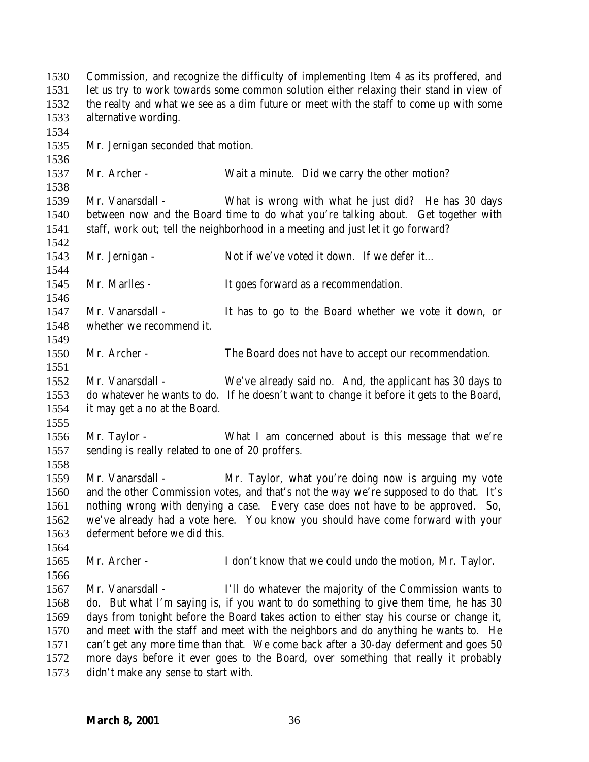Commission, and recognize the difficulty of implementing Item 4 as its proffered, and let us try to work towards some common solution either relaxing their stand in view of the realty and what we see as a dim future or meet with the staff to come up with some alternative wording.

Mr. Jernigan seconded that motion.

Mr. Archer - Wait a minute. Did we carry the other motion?

Mr. Vanarsdall - What is wrong with what he just did? He has 30 days between now and the Board time to do what you're talking about. Get together with staff, work out; tell the neighborhood in a meeting and just let it go forward?

Mr. Jernigan - Not if we've voted it down. If we defer it…

Mr. Marlles - It goes forward as a recommendation.

Mr. Vanarsdall - It has to go to the Board whether we vote it down, or whether we recommend it.

Mr. Archer - The Board does not have to accept our recommendation.

Mr. Vanarsdall - We've already said no. And, the applicant has 30 days to do whatever he wants to do. If he doesn't want to change it before it gets to the Board, it may get a no at the Board.

Mr. Taylor - What I am concerned about is this message that we're sending is really related to one of 20 proffers.

Mr. Vanarsdall - Mr. Taylor, what you're doing now is arguing my vote and the other Commission votes, and that's not the way we're supposed to do that. It's nothing wrong with denying a case. Every case does not have to be approved. So, we've already had a vote here. You know you should have come forward with your deferment before we did this.

Mr. Archer - I don't know that we could undo the motion, Mr. Taylor.

Mr. Vanarsdall - I'll do whatever the majority of the Commission wants to do. But what I'm saying is, if you want to do something to give them time, he has 30 days from tonight before the Board takes action to either stay his course or change it, and meet with the staff and meet with the neighbors and do anything he wants to. He can't get any more time than that. We come back after a 30-day deferment and goes 50 more days before it ever goes to the Board, over something that really it probably didn't make any sense to start with.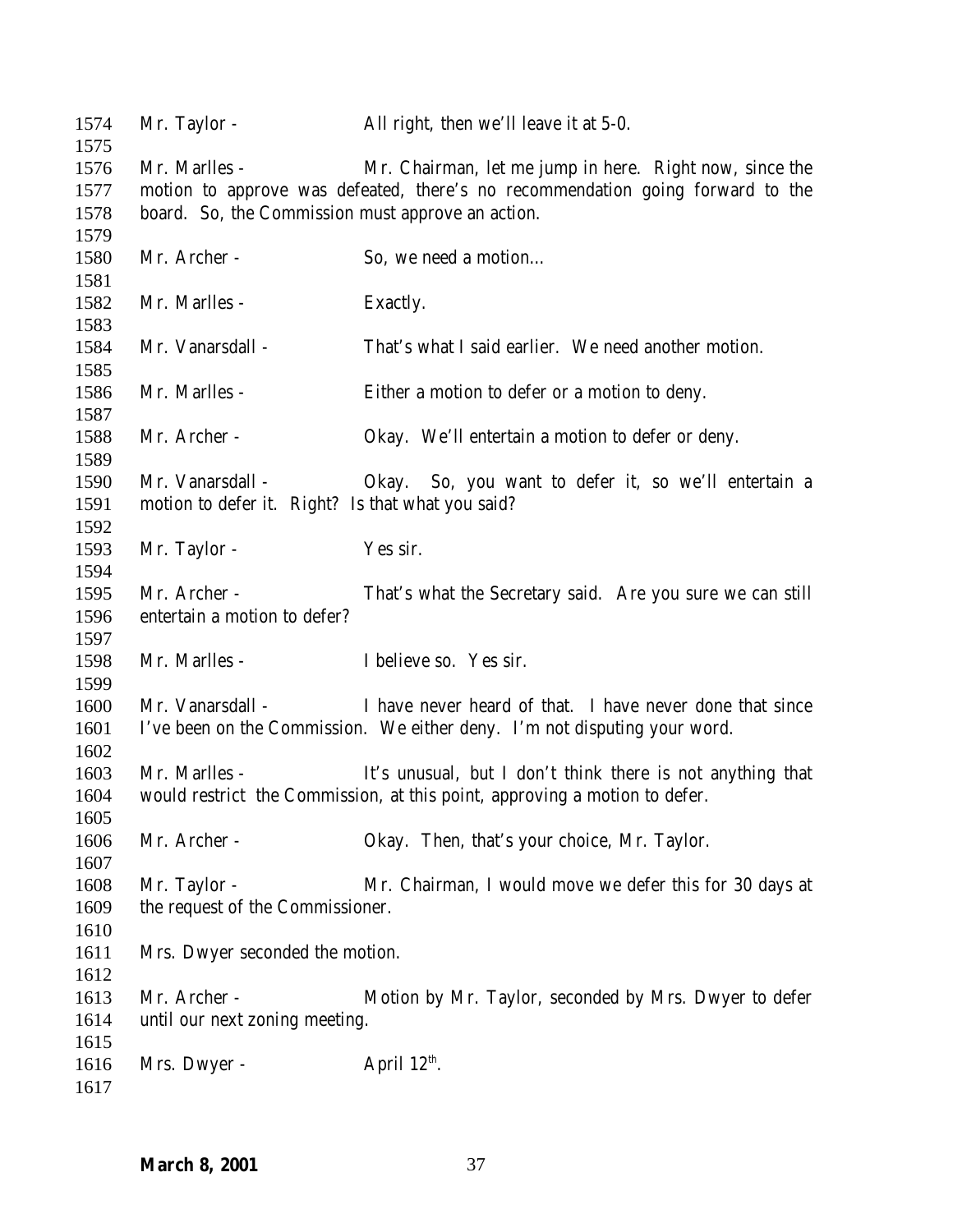Mr. Taylor - All right, then we'll leave it at 5-0.

Mr. Marlles - Mr. Chairman, let me jump in here. Right now, since the motion to approve was defeated, there's no recommendation going forward to the board. So, the Commission must approve an action.

Mr. Archer - So, we need a motion…

Mr. Marlles - Exactly.

Mr. Vanarsdall - That's what I said earlier. We need another motion.

Mr. Marlles - Either a motion to defer or a motion to deny.

Mr. Archer - Okay. We'll entertain a motion to defer or deny.

Mr. Vanarsdall - Okay. So, you want to defer it, so we'll entertain a motion to defer it. Right? Is that what you said?

Mr. Taylor - Yes sir.

Mr. Archer - That's what the Secretary said. Are you sure we can still entertain a motion to defer?

Mr. Marlles - I believe so. Yes sir.

Mr. Vanarsdall - I have never heard of that. I have never done that since I've been on the Commission. We either deny. I'm not disputing your word.

Mr. Marlles - It's unusual, but I don't think there is not anything that would restrict the Commission, at this point, approving a motion to defer.

Mr. Archer - Okay. Then, that's your choice, Mr. Taylor.

Mr. Taylor - Mr. Chairman, I would move we defer this for 30 days at the request of the Commissioner.

Mrs. Dwyer seconded the motion.

Mr. Archer - Motion by Mr. Taylor, seconded by Mrs. Dwyer to defer until our next zoning meeting.

Mrs. Dwyer - April 12th.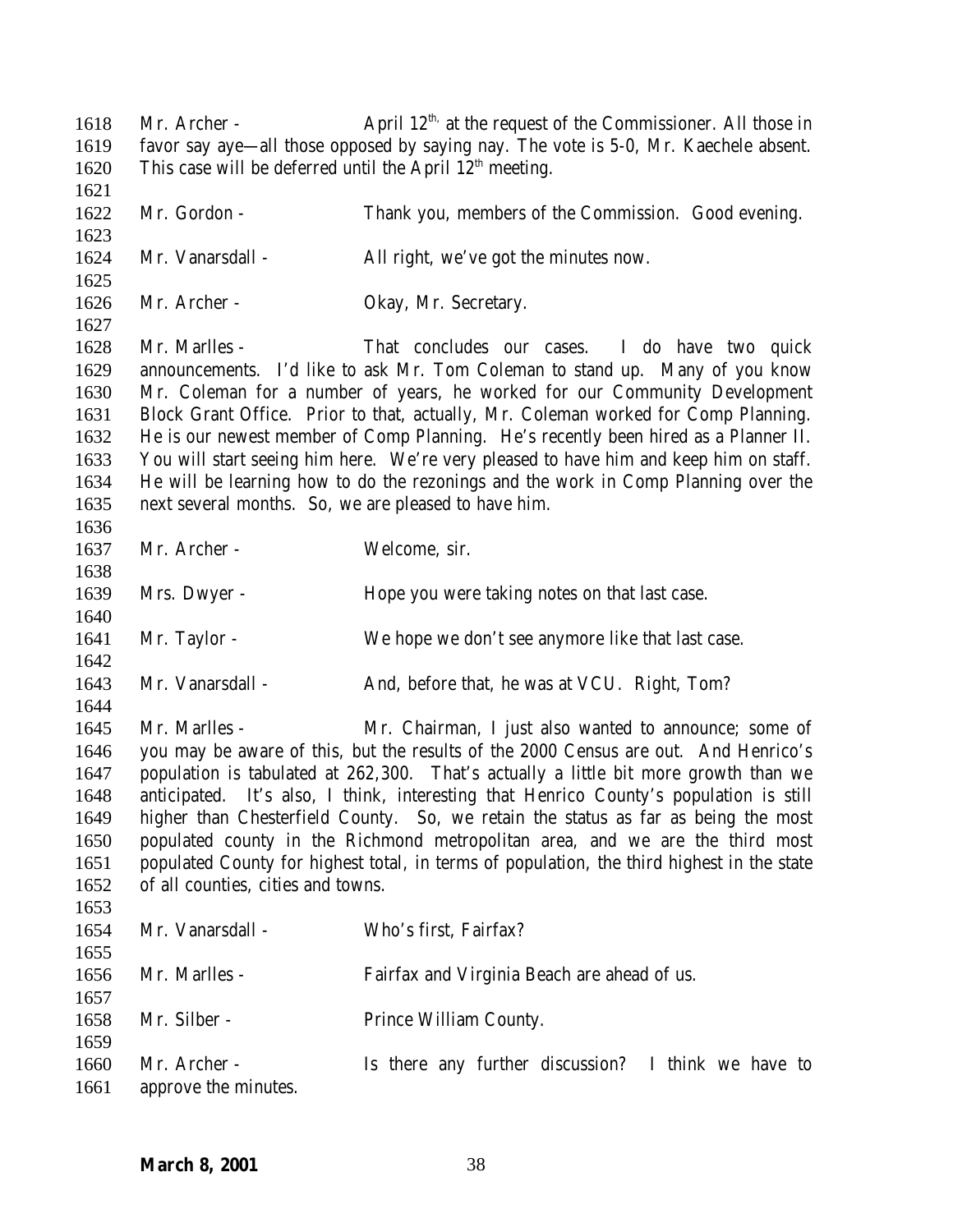1618 Mr. Archer - April 12th, at the request of the Commissioner. All those in
1619 favor say aye—all those opposed by saying nay. The vote is 5-0, Mr. Kaechele absent.
1620 This case will be deferred until the April 12th meeting.

1622 Mr. Gordon - Thank you, members of the Commission. Good evening.

1624 Mr. Vanarsdall - All right, we've got the minutes now.

1626 Mr. Archer - Okay, Mr. Secretary.

1628 Mr. Marlles - That concludes our cases. I do have two quick
1629 announcements. I'd like to ask Mr. Tom Coleman to stand up. Many of you know
1630 Mr. Coleman for a number of years, he worked for our Community Development
1631 Block Grant Office. Prior to that, actually, Mr. Coleman worked for Comp Planning.
1632 He is our newest member of Comp Planning. He's recently been hired as a Planner II.
1633 You will start seeing him here. We're very pleased to have him and keep him on staff.
1634 He will be learning how to do the rezonings and the work in Comp Planning over the
1635 next several months. So, we are pleased to have him.

1637 Mr. Archer - Welcome, sir.

1639 Mrs. Dwyer - Hope you were taking notes on that last case.

1641 Mr. Taylor - We hope we don't see anymore like that last case.

1643 Mr. Vanarsdall - And, before that, he was at VCU. Right, Tom?

1645 Mr. Marlles - Mr. Chairman, I just also wanted to announce; some of
1646 you may be aware of this, but the results of the 2000 Census are out. And Henrico's
1647 population is tabulated at 262,300. That's actually a little bit more growth than we
1648 anticipated. It's also, I think, interesting that Henrico County's population is still
1649 higher than Chesterfield County. So, we retain the status as far as being the most
1650 populated county in the Richmond metropolitan area, and we are the third most
1651 populated County for highest total, in terms of population, the third highest in the state
1652 of all counties, cities and towns.

1654 Mr. Vanarsdall - Who's first, Fairfax?

1656 Mr. Marlles - Fairfax and Virginia Beach are ahead of us.

1658 Mr. Silber - Prince William County.

1660 Mr. Archer - Is there any further discussion? I think we have to
1661 approve the minutes.

**March 8, 2001**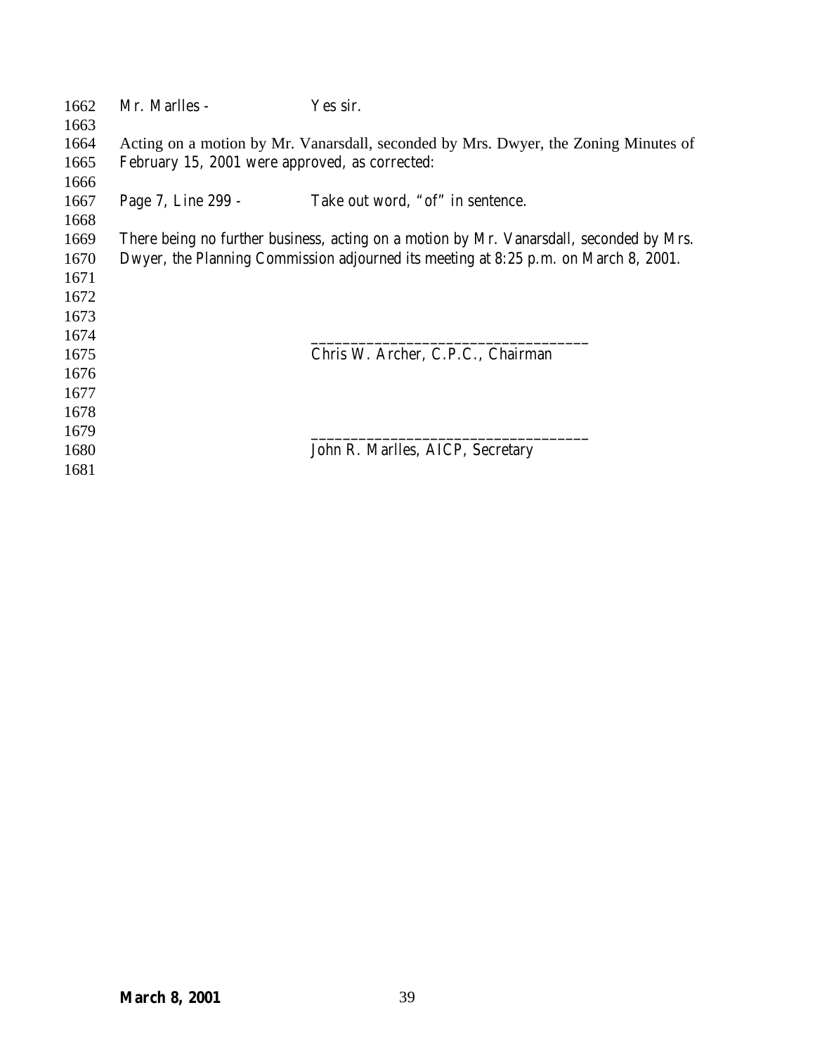1662 Mr. Marlles - Yes sir.
1663
1664 Acting on a motion by Mr. Vanarsdall, seconded by Mrs. Dwyer, the Zoning Minutes of
1665 February 15, 2001 were approved, as corrected:
1666
1667 Page 7, Line 299 - Take out word, "of" in sentence.
1668
1669 There being no further business, acting on a motion by Mr. Vanarsdall, seconded by Mrs.
1670 Dwyer, the Planning Commission adjourned its meeting at 8:25 p.m. on March 8, 2001.
1671
1672
1673
1674 ___________________________________
1675 Chris W. Archer, C.P.C., Chairman
1676
1677
1678
1679 ___________________________________
1680 John R. Marlles, AICP, Secretary
1681